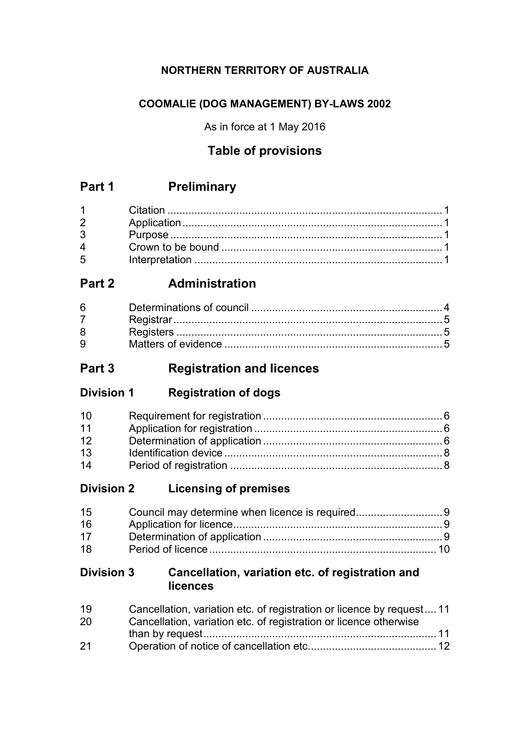**NORTHERN TERRITORY OF AUSTRALIA**

**COOMALIE (DOG MANAGEMENT) BY-LAWS 2002**

As in force at 1 May 2016

# Table of provisions

## Part 1 Preliminary

| | | |
|---|---|---|
| 1 | Citation | 1 |
| 2 | Application | 1 |
| 3 | Purpose | 1 |
| 4 | Crown to be bound | 1 |
| 5 | Interpretation | 1 |

## Part 2 Administration

| | | |
|---|---|---|
| 6 | Determinations of council | 4 |
| 7 | Registrar | 5 |
| 8 | Registers | 5 |
| 9 | Matters of evidence | 5 |

## Part 3 Registration and licences

### Division 1 Registration of dogs

| | | |
|---|---|---|
| 10 | Requirement for registration | 6 |
| 11 | Application for registration | 6 |
| 12 | Determination of application | 6 |
| 13 | Identification device | 8 |
| 14 | Period of registration | 8 |

### Division 2 Licensing of premises

| | | |
|---|---|---|
| 15 | Council may determine when licence is required | 9 |
| 16 | Application for licence | 9 |
| 17 | Determination of application | 9 |
| 18 | Period of licence | 10 |

### Division 3 Cancellation, variation etc. of registration and licences

| | | |
|---|---|---|
| 19 | Cancellation, variation etc. of registration or licence by request | 11 |
| 20 | Cancellation, variation etc. of registration or licence otherwise than by request | 11 |
| 21 | Operation of notice of cancellation etc. | 12 |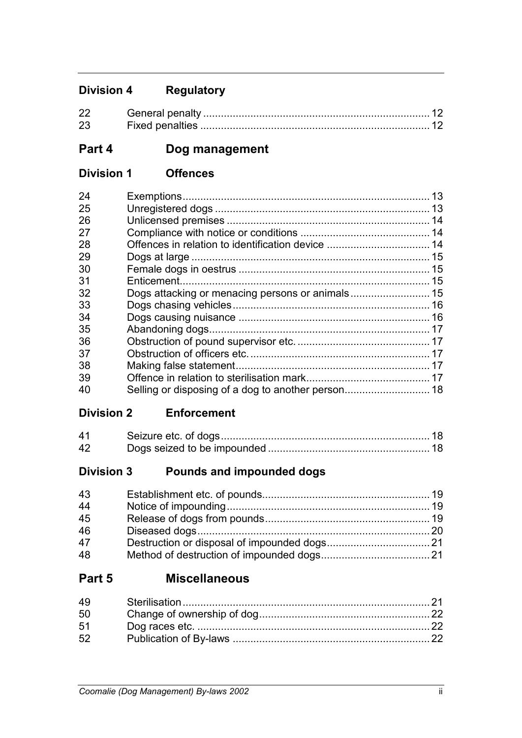## Division 4 Regulatory

| | | |
|---|---|---|
| 22 | General penalty | 12 |
| 23 | Fixed penalties | 12 |

# Part 4 Dog management

## Division 1 Offences

| | | |
|---|---|---|
| 24 | Exemptions | 13 |
| 25 | Unregistered dogs | 13 |
| 26 | Unlicensed premises | 14 |
| 27 | Compliance with notice or conditions | 14 |
| 28 | Offences in relation to identification device | 14 |
| 29 | Dogs at large | 15 |
| 30 | Female dogs in oestrus | 15 |
| 31 | Enticement | 15 |
| 32 | Dogs attacking or menacing persons or animals | 15 |
| 33 | Dogs chasing vehicles | 16 |
| 34 | Dogs causing nuisance | 16 |
| 35 | Abandoning dogs | 17 |
| 36 | Obstruction of pound supervisor etc. | 17 |
| 37 | Obstruction of officers etc. | 17 |
| 38 | Making false statement | 17 |
| 39 | Offence in relation to sterilisation mark | 17 |
| 40 | Selling or disposing of a dog to another person | 18 |

## Division 2 Enforcement

| | | |
|---|---|---|
| 41 | Seizure etc. of dogs | 18 |
| 42 | Dogs seized to be impounded | 18 |

## Division 3 Pounds and impounded dogs

| | | |
|---|---|---|
| 43 | Establishment etc. of pounds | 19 |
| 44 | Notice of impounding | 19 |
| 45 | Release of dogs from pounds | 19 |
| 46 | Diseased dogs | 20 |
| 47 | Destruction or disposal of impounded dogs | 21 |
| 48 | Method of destruction of impounded dogs | 21 |

# Part 5 Miscellaneous

| | | |
|---|---|---|
| 49 | Sterilisation | 21 |
| 50 | Change of ownership of dog | 22 |
| 51 | Dog races etc. | 22 |
| 52 | Publication of By-laws | 22 |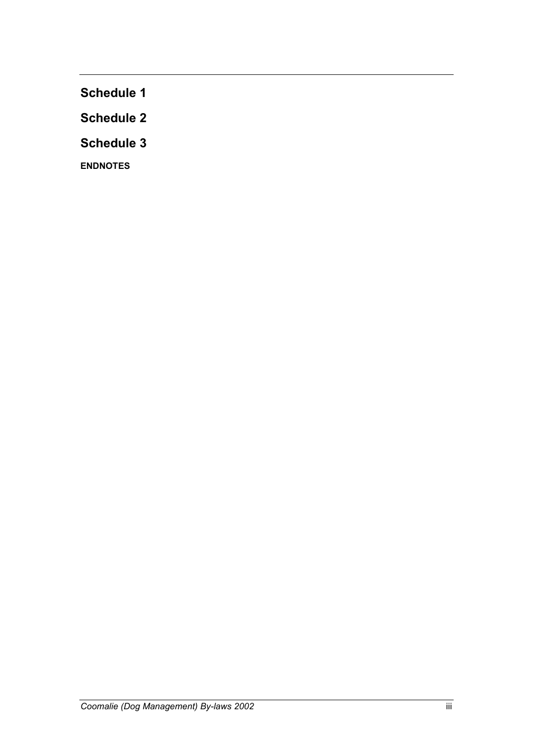**Schedule 1**

**Schedule 2**

**Schedule 3**

**ENDNOTES**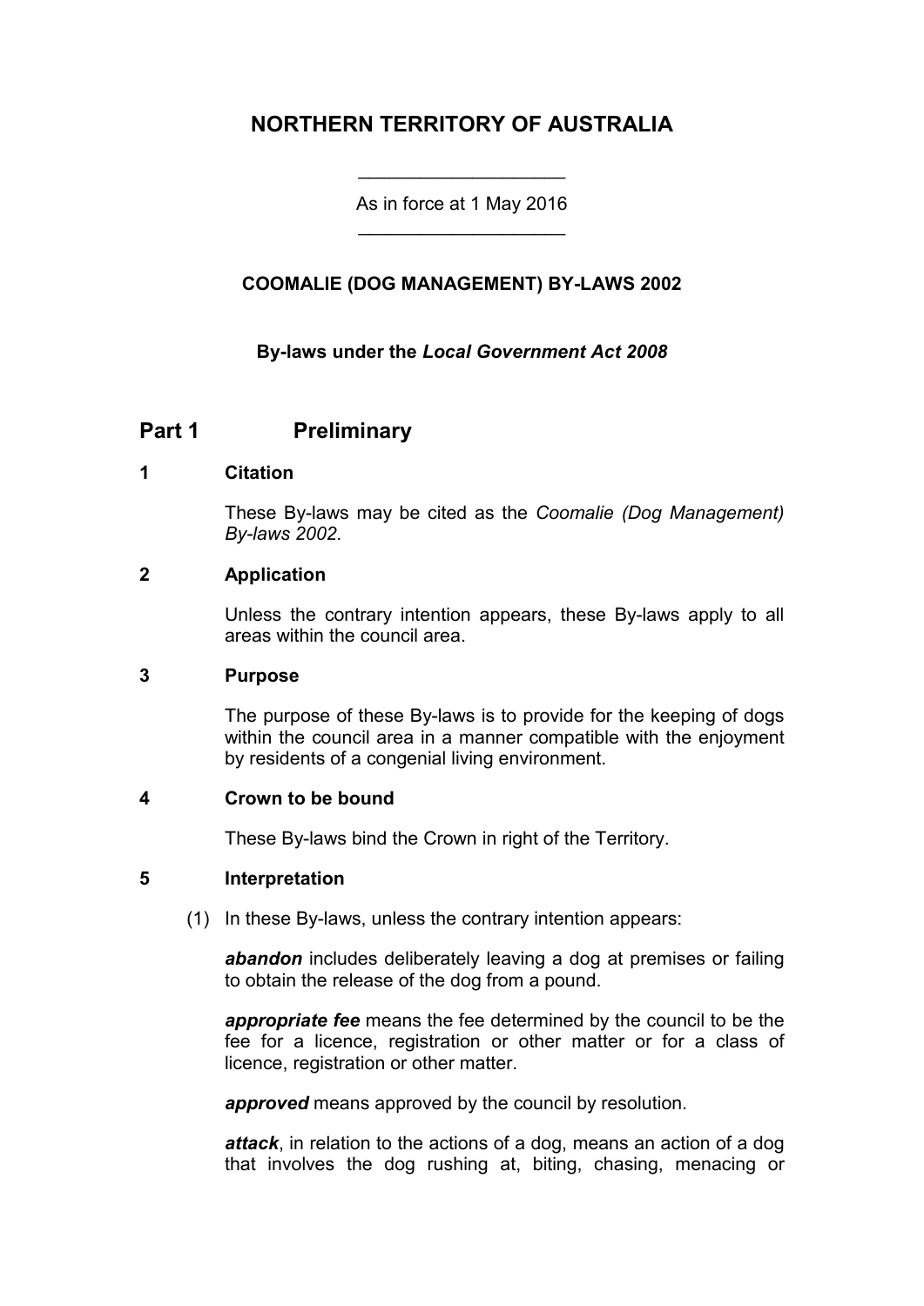# NORTHERN TERRITORY OF AUSTRALIA

As in force at 1 May 2016

## COOMALIE (DOG MANAGEMENT) BY-LAWS 2002

**By-laws under the *Local Government Act 2008***

## Part 1 Preliminary

### 1 Citation

These By-laws may be cited as the *Coomalie (Dog Management) By-laws 2002*.

### 2 Application

Unless the contrary intention appears, these By-laws apply to all areas within the council area.

### 3 Purpose

The purpose of these By-laws is to provide for the keeping of dogs within the council area in a manner compatible with the enjoyment by residents of a congenial living environment.

### 4 Crown to be bound

These By-laws bind the Crown in right of the Territory.

### 5 Interpretation

(1) In these By-laws, unless the contrary intention appears:

***abandon*** includes deliberately leaving a dog at premises or failing to obtain the release of the dog from a pound.

***appropriate fee*** means the fee determined by the council to be the fee for a licence, registration or other matter or for a class of licence, registration or other matter.

***approved*** means approved by the council by resolution.

***attack***, in relation to the actions of a dog, means an action of a dog that involves the dog rushing at, biting, chasing, menacing or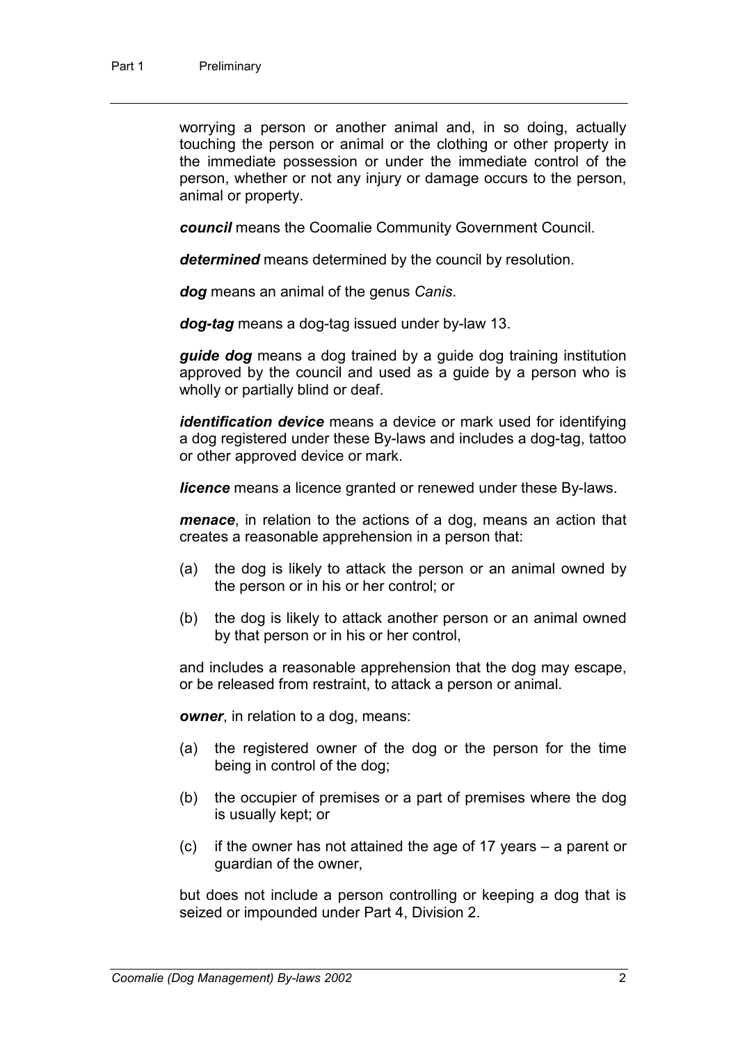worrying a person or another animal and, in so doing, actually touching the person or animal or the clothing or other property in the immediate possession or under the immediate control of the person, whether or not any injury or damage occurs to the person, animal or property.

***council*** means the Coomalie Community Government Council.

***determined*** means determined by the council by resolution.

***dog*** means an animal of the genus *Canis*.

***dog-tag*** means a dog-tag issued under by-law 13.

***guide dog*** means a dog trained by a guide dog training institution approved by the council and used as a guide by a person who is wholly or partially blind or deaf.

***identification device*** means a device or mark used for identifying a dog registered under these By-laws and includes a dog-tag, tattoo or other approved device or mark.

***licence*** means a licence granted or renewed under these By-laws.

***menace***, in relation to the actions of a dog, means an action that creates a reasonable apprehension in a person that:

(a) the dog is likely to attack the person or an animal owned by the person or in his or her control; or

(b) the dog is likely to attack another person or an animal owned by that person or in his or her control,

and includes a reasonable apprehension that the dog may escape, or be released from restraint, to attack a person or animal.

***owner***, in relation to a dog, means:

(a) the registered owner of the dog or the person for the time being in control of the dog;

(b) the occupier of premises or a part of premises where the dog is usually kept; or

(c) if the owner has not attained the age of 17 years – a parent or guardian of the owner,

but does not include a person controlling or keeping a dog that is seized or impounded under Part 4, Division 2.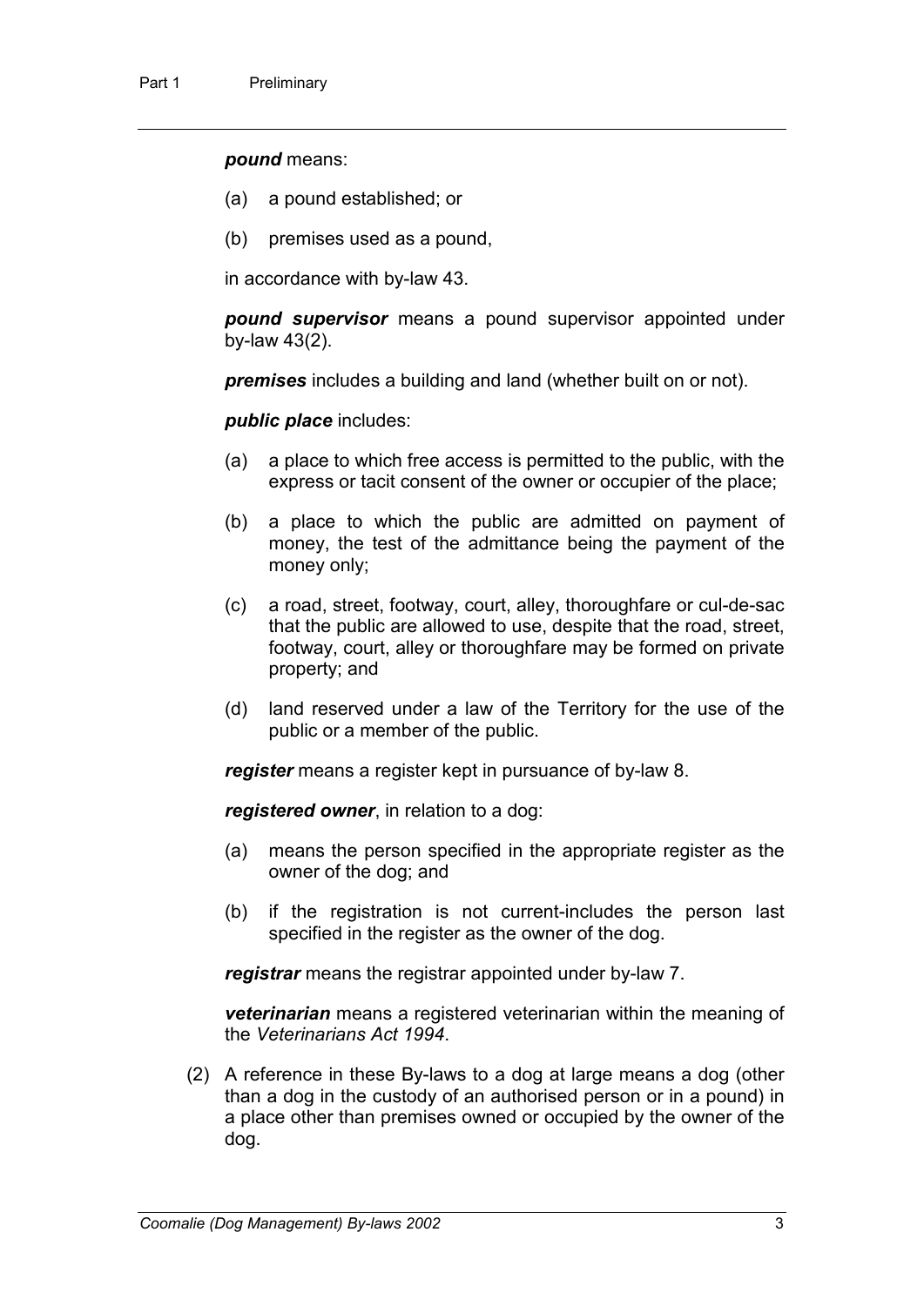***pound*** means:

(a) a pound established; or

(b) premises used as a pound,

in accordance with by-law 43.

***pound supervisor*** means a pound supervisor appointed under by-law 43(2).

***premises*** includes a building and land (whether built on or not).

***public place*** includes:

(a) a place to which free access is permitted to the public, with the express or tacit consent of the owner or occupier of the place;

(b) a place to which the public are admitted on payment of money, the test of the admittance being the payment of the money only;

(c) a road, street, footway, court, alley, thoroughfare or cul-de-sac that the public are allowed to use, despite that the road, street, footway, court, alley or thoroughfare may be formed on private property; and

(d) land reserved under a law of the Territory for the use of the public or a member of the public.

***register*** means a register kept in pursuance of by-law 8.

***registered owner***, in relation to a dog:

(a) means the person specified in the appropriate register as the owner of the dog; and

(b) if the registration is not current-includes the person last specified in the register as the owner of the dog.

***registrar*** means the registrar appointed under by-law 7.

***veterinarian*** means a registered veterinarian within the meaning of the *Veterinarians Act 1994*.

(2) A reference in these By-laws to a dog at large means a dog (other than a dog in the custody of an authorised person or in a pound) in a place other than premises owned or occupied by the owner of the dog.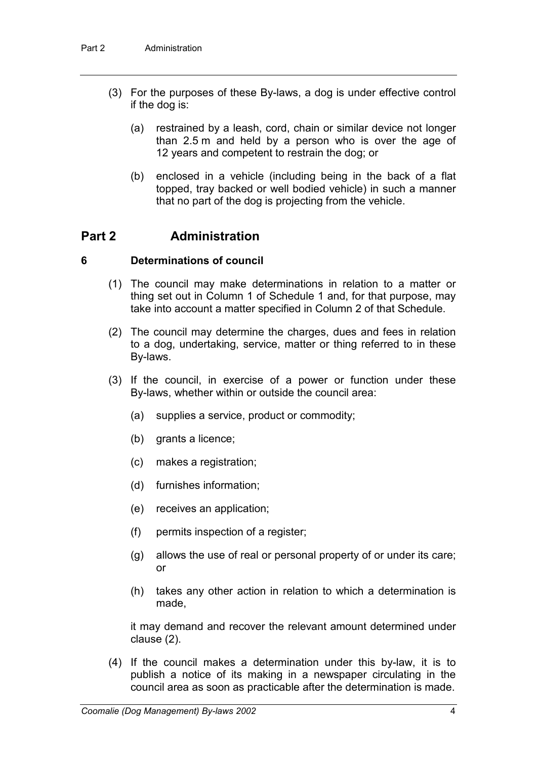(3) For the purposes of these By-laws, a dog is under effective control if the dog is:

(a) restrained by a leash, cord, chain or similar device not longer than 2.5 m and held by a person who is over the age of 12 years and competent to restrain the dog; or

(b) enclosed in a vehicle (including being in the back of a flat topped, tray backed or well bodied vehicle) in such a manner that no part of the dog is projecting from the vehicle.

## Part 2 Administration

### 6 Determinations of council

(1) The council may make determinations in relation to a matter or thing set out in Column 1 of Schedule 1 and, for that purpose, may take into account a matter specified in Column 2 of that Schedule.

(2) The council may determine the charges, dues and fees in relation to a dog, undertaking, service, matter or thing referred to in these By-laws.

(3) If the council, in exercise of a power or function under these By-laws, whether within or outside the council area:

(a) supplies a service, product or commodity;

(b) grants a licence;

(c) makes a registration;

(d) furnishes information;

(e) receives an application;

(f) permits inspection of a register;

(g) allows the use of real or personal property of or under its care; or

(h) takes any other action in relation to which a determination is made,

it may demand and recover the relevant amount determined under clause (2).

(4) If the council makes a determination under this by-law, it is to publish a notice of its making in a newspaper circulating in the council area as soon as practicable after the determination is made.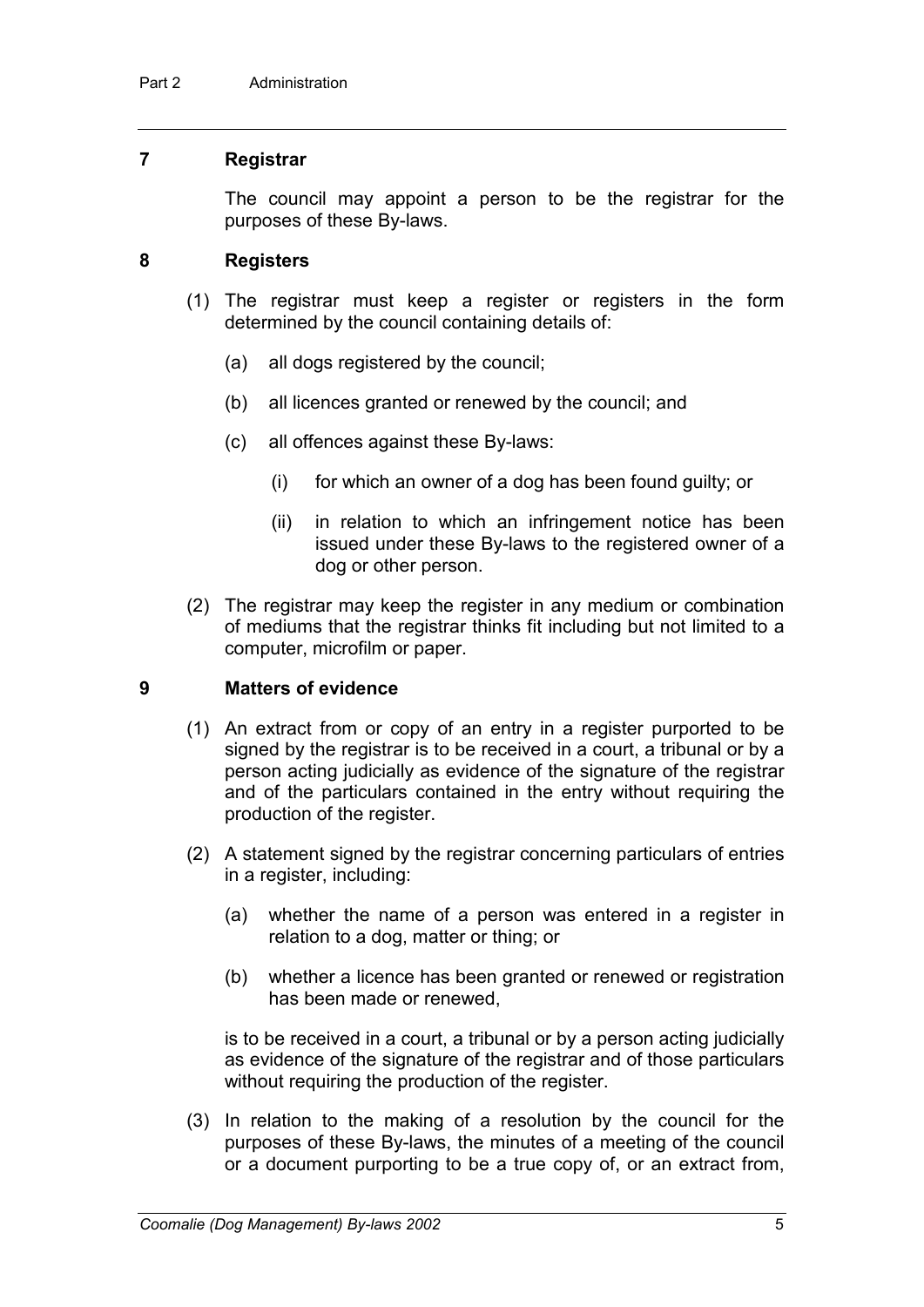## 7 Registrar

The council may appoint a person to be the registrar for the purposes of these By-laws.

## 8 Registers

(1) The registrar must keep a register or registers in the form determined by the council containing details of:

  (a) all dogs registered by the council;

  (b) all licences granted or renewed by the council; and

  (c) all offences against these By-laws:

    (i) for which an owner of a dog has been found guilty; or

    (ii) in relation to which an infringement notice has been issued under these By-laws to the registered owner of a dog or other person.

(2) The registrar may keep the register in any medium or combination of mediums that the registrar thinks fit including but not limited to a computer, microfilm or paper.

## 9 Matters of evidence

(1) An extract from or copy of an entry in a register purported to be signed by the registrar is to be received in a court, a tribunal or by a person acting judicially as evidence of the signature of the registrar and of the particulars contained in the entry without requiring the production of the register.

(2) A statement signed by the registrar concerning particulars of entries in a register, including:

  (a) whether the name of a person was entered in a register in relation to a dog, matter or thing; or

  (b) whether a licence has been granted or renewed or registration has been made or renewed,

is to be received in a court, a tribunal or by a person acting judicially as evidence of the signature of the registrar and of those particulars without requiring the production of the register.

(3) In relation to the making of a resolution by the council for the purposes of these By-laws, the minutes of a meeting of the council or a document purporting to be a true copy of, or an extract from,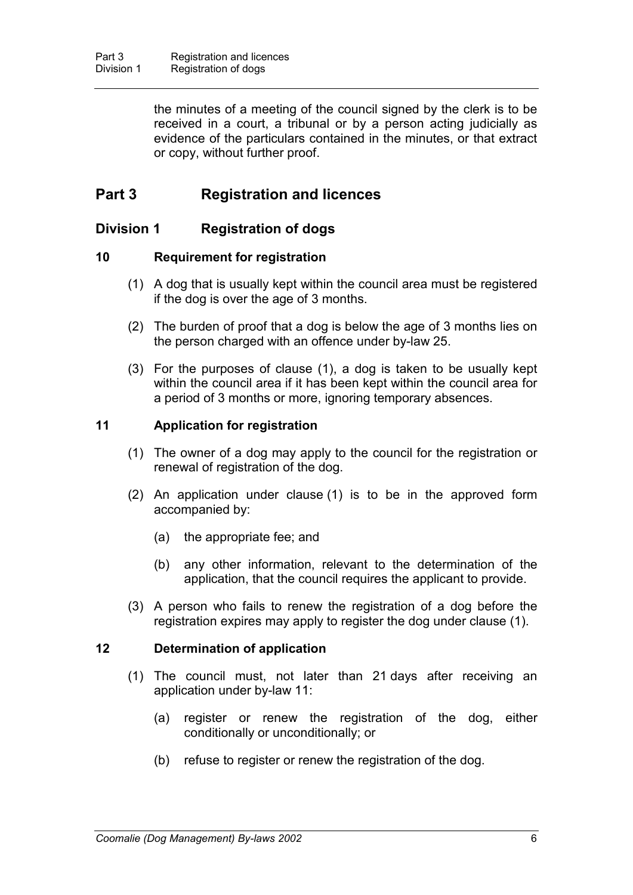the minutes of a meeting of the council signed by the clerk is to be received in a court, a tribunal or by a person acting judicially as evidence of the particulars contained in the minutes, or that extract or copy, without further proof.

# Part 3 Registration and licences

## Division 1 Registration of dogs

### 10 Requirement for registration

(1) A dog that is usually kept within the council area must be registered if the dog is over the age of 3 months.

(2) The burden of proof that a dog is below the age of 3 months lies on the person charged with an offence under by-law 25.

(3) For the purposes of clause (1), a dog is taken to be usually kept within the council area if it has been kept within the council area for a period of 3 months or more, ignoring temporary absences.

### 11 Application for registration

(1) The owner of a dog may apply to the council for the registration or renewal of registration of the dog.

(2) An application under clause (1) is to be in the approved form accompanied by:

(a) the appropriate fee; and

(b) any other information, relevant to the determination of the application, that the council requires the applicant to provide.

(3) A person who fails to renew the registration of a dog before the registration expires may apply to register the dog under clause (1).

### 12 Determination of application

(1) The council must, not later than 21 days after receiving an application under by-law 11:

(a) register or renew the registration of the dog, either conditionally or unconditionally; or

(b) refuse to register or renew the registration of the dog.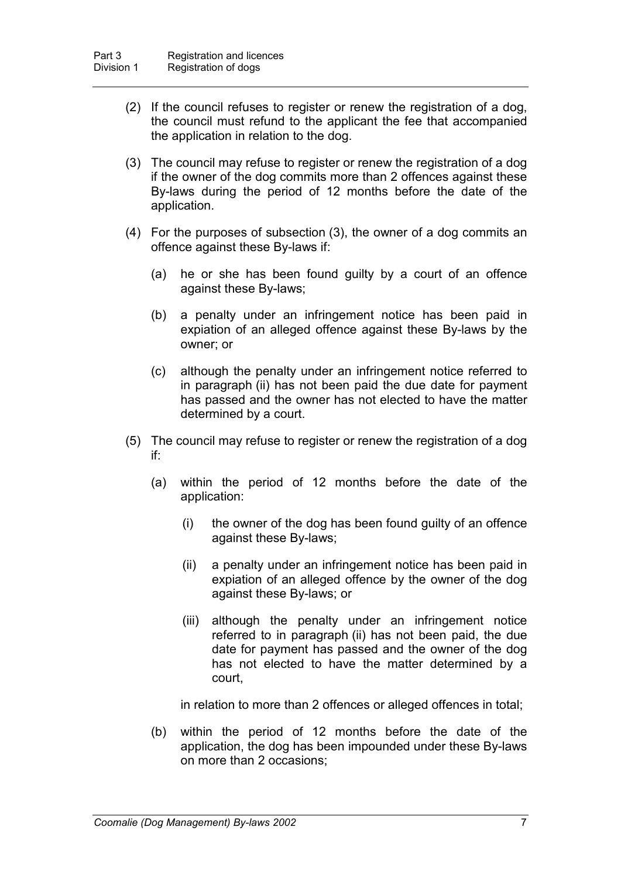(2) If the council refuses to register or renew the registration of a dog, the council must refund to the applicant the fee that accompanied the application in relation to the dog.

(3) The council may refuse to register or renew the registration of a dog if the owner of the dog commits more than 2 offences against these By-laws during the period of 12 months before the date of the application.

(4) For the purposes of subsection (3), the owner of a dog commits an offence against these By-laws if:

(a) he or she has been found guilty by a court of an offence against these By-laws;

(b) a penalty under an infringement notice has been paid in expiation of an alleged offence against these By-laws by the owner; or

(c) although the penalty under an infringement notice referred to in paragraph (ii) has not been paid the due date for payment has passed and the owner has not elected to have the matter determined by a court.

(5) The council may refuse to register or renew the registration of a dog if:

(a) within the period of 12 months before the date of the application:

(i) the owner of the dog has been found guilty of an offence against these By-laws;

(ii) a penalty under an infringement notice has been paid in expiation of an alleged offence by the owner of the dog against these By-laws; or

(iii) although the penalty under an infringement notice referred to in paragraph (ii) has not been paid, the due date for payment has passed and the owner of the dog has not elected to have the matter determined by a court,

in relation to more than 2 offences or alleged offences in total;

(b) within the period of 12 months before the date of the application, the dog has been impounded under these By-laws on more than 2 occasions;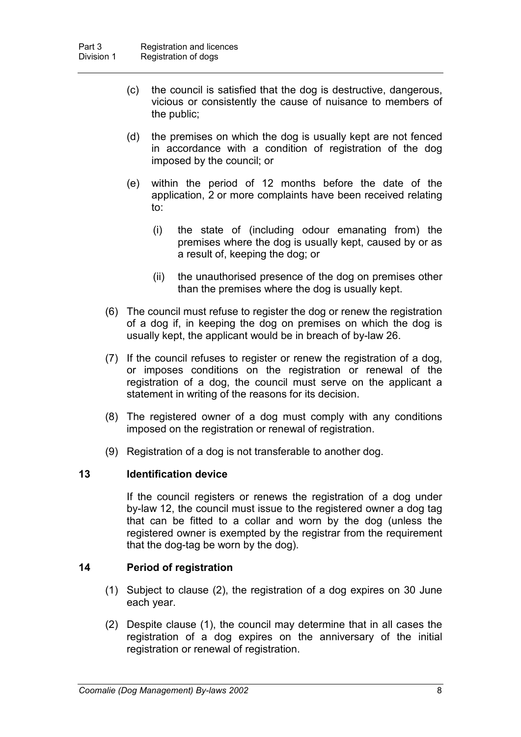(c) the council is satisfied that the dog is destructive, dangerous, vicious or consistently the cause of nuisance to members of the public;

(d) the premises on which the dog is usually kept are not fenced in accordance with a condition of registration of the dog imposed by the council; or

(e) within the period of 12 months before the date of the application, 2 or more complaints have been received relating to:

(i) the state of (including odour emanating from) the premises where the dog is usually kept, caused by or as a result of, keeping the dog; or

(ii) the unauthorised presence of the dog on premises other than the premises where the dog is usually kept.

(6) The council must refuse to register the dog or renew the registration of a dog if, in keeping the dog on premises on which the dog is usually kept, the applicant would be in breach of by-law 26.

(7) If the council refuses to register or renew the registration of a dog, or imposes conditions on the registration or renewal of the registration of a dog, the council must serve on the applicant a statement in writing of the reasons for its decision.

(8) The registered owner of a dog must comply with any conditions imposed on the registration or renewal of registration.

(9) Registration of a dog is not transferable to another dog.

### 13 Identification device

If the council registers or renews the registration of a dog under by-law 12, the council must issue to the registered owner a dog tag that can be fitted to a collar and worn by the dog (unless the registered owner is exempted by the registrar from the requirement that the dog-tag be worn by the dog).

### 14 Period of registration

(1) Subject to clause (2), the registration of a dog expires on 30 June each year.

(2) Despite clause (1), the council may determine that in all cases the registration of a dog expires on the anniversary of the initial registration or renewal of registration.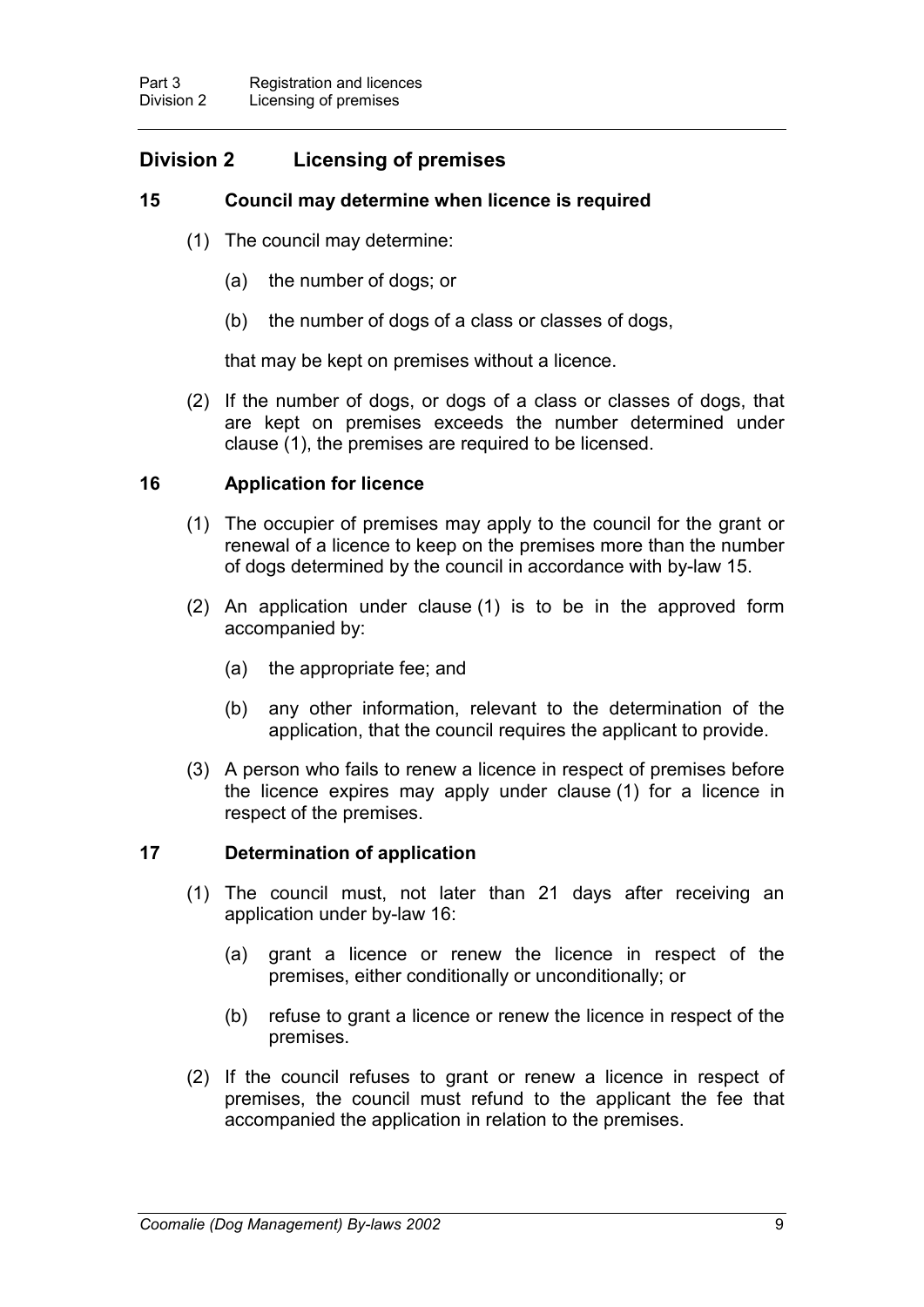## Division 2 Licensing of premises

### 15 Council may determine when licence is required

(1) The council may determine:

(a) the number of dogs; or

(b) the number of dogs of a class or classes of dogs,

that may be kept on premises without a licence.

(2) If the number of dogs, or dogs of a class or classes of dogs, that are kept on premises exceeds the number determined under clause (1), the premises are required to be licensed.

### 16 Application for licence

(1) The occupier of premises may apply to the council for the grant or renewal of a licence to keep on the premises more than the number of dogs determined by the council in accordance with by-law 15.

(2) An application under clause (1) is to be in the approved form accompanied by:

(a) the appropriate fee; and

(b) any other information, relevant to the determination of the application, that the council requires the applicant to provide.

(3) A person who fails to renew a licence in respect of premises before the licence expires may apply under clause (1) for a licence in respect of the premises.

### 17 Determination of application

(1) The council must, not later than 21 days after receiving an application under by-law 16:

(a) grant a licence or renew the licence in respect of the premises, either conditionally or unconditionally; or

(b) refuse to grant a licence or renew the licence in respect of the premises.

(2) If the council refuses to grant or renew a licence in respect of premises, the council must refund to the applicant the fee that accompanied the application in relation to the premises.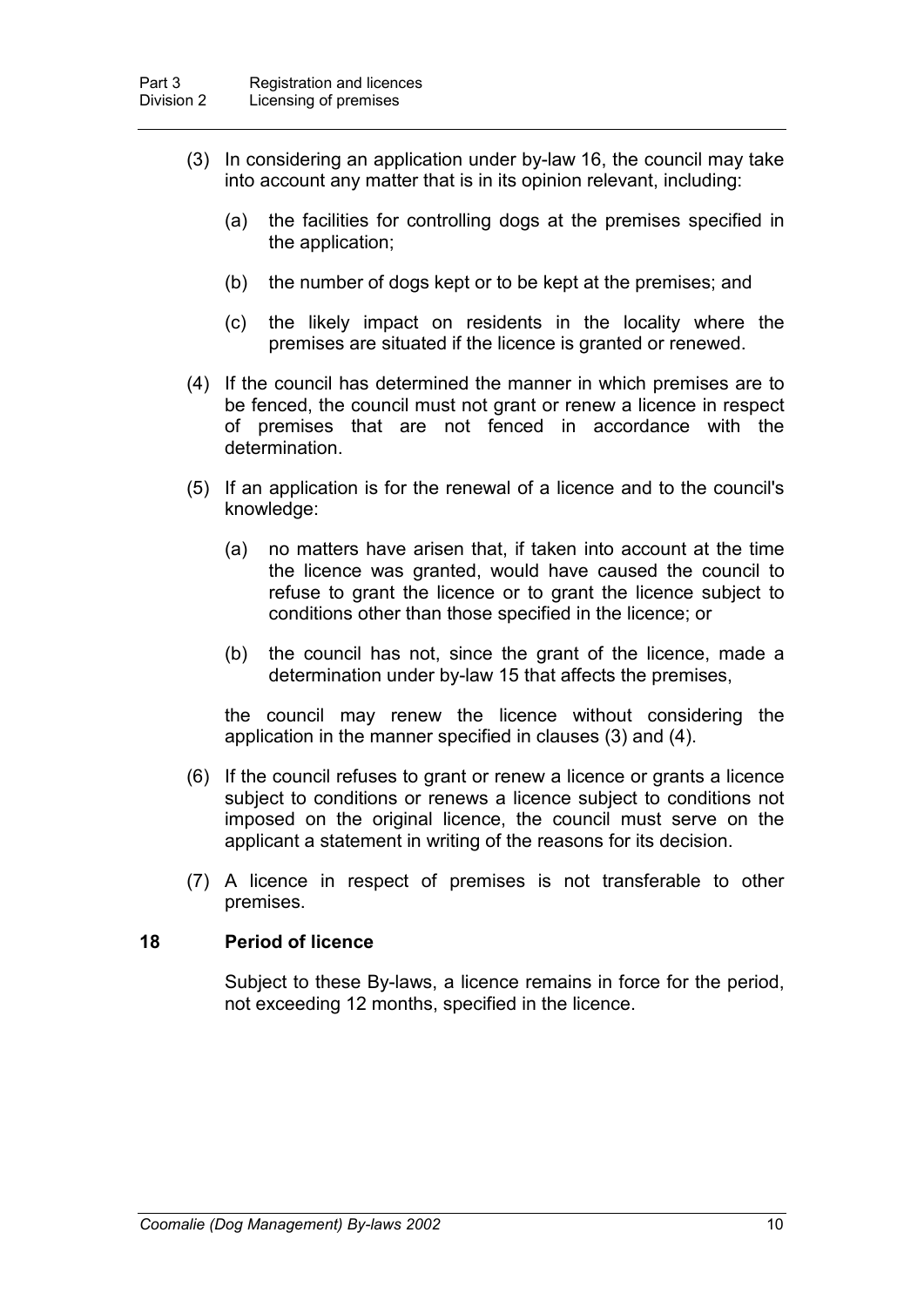(3) In considering an application under by-law 16, the council may take into account any matter that is in its opinion relevant, including:

(a) the facilities for controlling dogs at the premises specified in the application;

(b) the number of dogs kept or to be kept at the premises; and

(c) the likely impact on residents in the locality where the premises are situated if the licence is granted or renewed.

(4) If the council has determined the manner in which premises are to be fenced, the council must not grant or renew a licence in respect of premises that are not fenced in accordance with the determination.

(5) If an application is for the renewal of a licence and to the council's knowledge:

(a) no matters have arisen that, if taken into account at the time the licence was granted, would have caused the council to refuse to grant the licence or to grant the licence subject to conditions other than those specified in the licence; or

(b) the council has not, since the grant of the licence, made a determination under by-law 15 that affects the premises,

the council may renew the licence without considering the application in the manner specified in clauses (3) and (4).

(6) If the council refuses to grant or renew a licence or grants a licence subject to conditions or renews a licence subject to conditions not imposed on the original licence, the council must serve on the applicant a statement in writing of the reasons for its decision.

(7) A licence in respect of premises is not transferable to other premises.

### 18 Period of licence

Subject to these By-laws, a licence remains in force for the period, not exceeding 12 months, specified in the licence.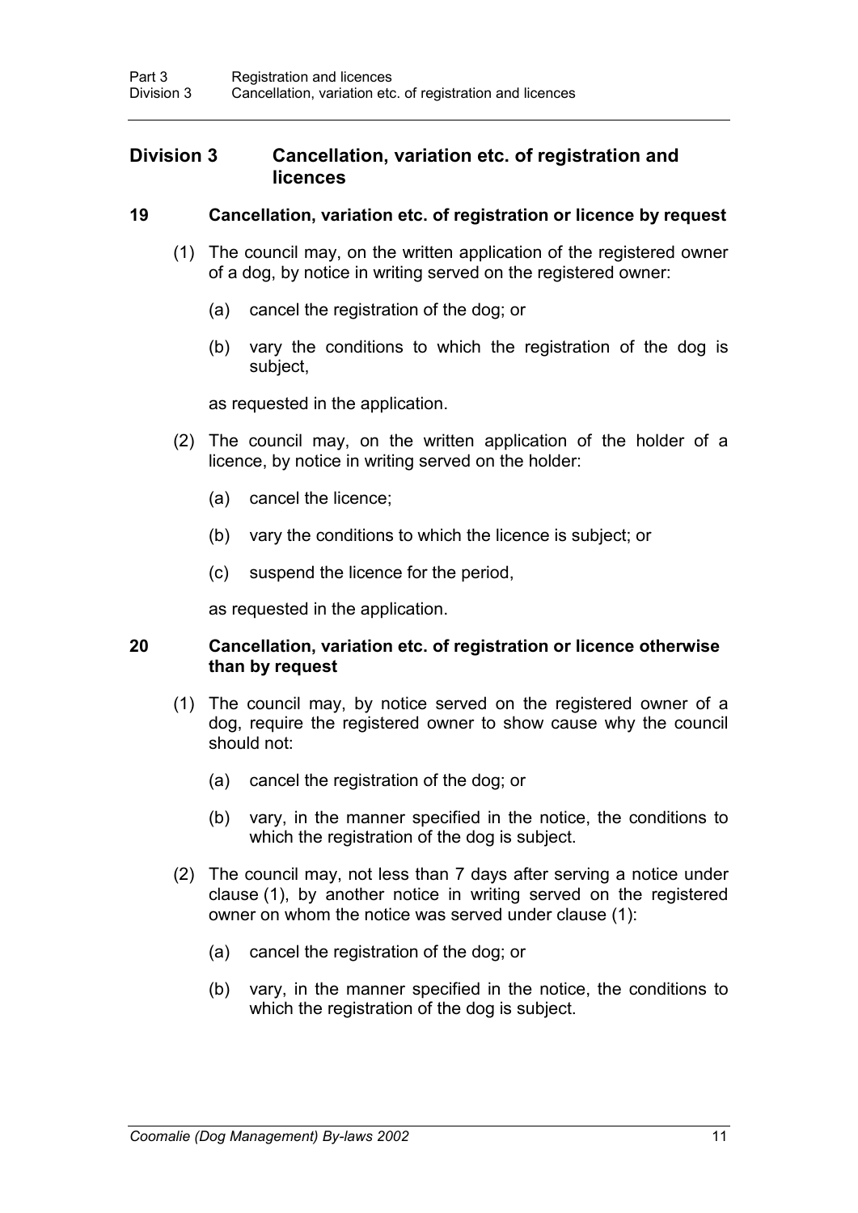## Division 3 Cancellation, variation etc. of registration and licences

### 19 Cancellation, variation etc. of registration or licence by request

(1) The council may, on the written application of the registered owner of a dog, by notice in writing served on the registered owner:

- (a) cancel the registration of the dog; or
- (b) vary the conditions to which the registration of the dog is subject,

as requested in the application.

(2) The council may, on the written application of the holder of a licence, by notice in writing served on the holder:

- (a) cancel the licence;
- (b) vary the conditions to which the licence is subject; or
- (c) suspend the licence for the period,

as requested in the application.

### 20 Cancellation, variation etc. of registration or licence otherwise than by request

(1) The council may, by notice served on the registered owner of a dog, require the registered owner to show cause why the council should not:

- (a) cancel the registration of the dog; or
- (b) vary, in the manner specified in the notice, the conditions to which the registration of the dog is subject.

(2) The council may, not less than 7 days after serving a notice under clause (1), by another notice in writing served on the registered owner on whom the notice was served under clause (1):

- (a) cancel the registration of the dog; or
- (b) vary, in the manner specified in the notice, the conditions to which the registration of the dog is subject.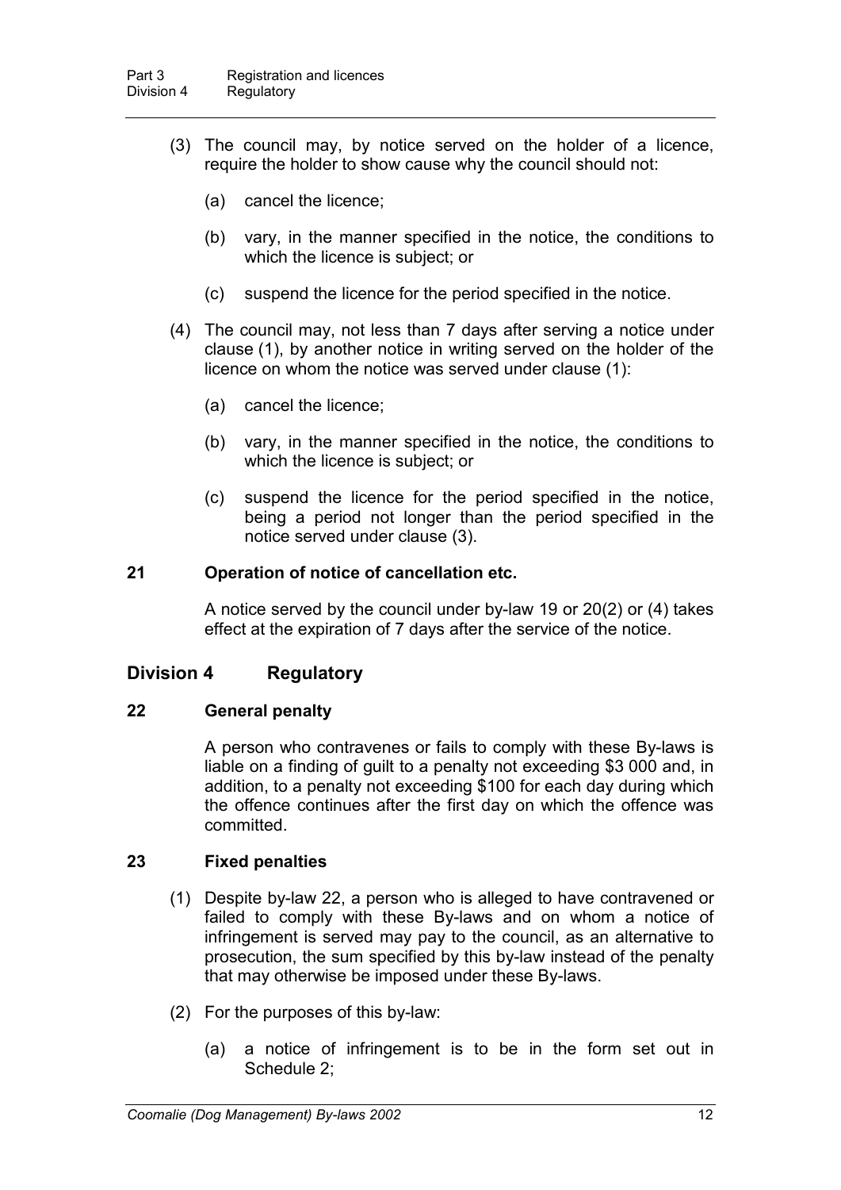(3) The council may, by notice served on the holder of a licence, require the holder to show cause why the council should not:

(a) cancel the licence;

(b) vary, in the manner specified in the notice, the conditions to which the licence is subject; or

(c) suspend the licence for the period specified in the notice.

(4) The council may, not less than 7 days after serving a notice under clause (1), by another notice in writing served on the holder of the licence on whom the notice was served under clause (1):

(a) cancel the licence;

(b) vary, in the manner specified in the notice, the conditions to which the licence is subject; or

(c) suspend the licence for the period specified in the notice, being a period not longer than the period specified in the notice served under clause (3).

### 21 Operation of notice of cancellation etc.

A notice served by the council under by-law 19 or 20(2) or (4) takes effect at the expiration of 7 days after the service of the notice.

## Division 4 Regulatory

### 22 General penalty

A person who contravenes or fails to comply with these By-laws is liable on a finding of guilt to a penalty not exceeding $3 000 and, in addition, to a penalty not exceeding $100 for each day during which the offence continues after the first day on which the offence was committed.

### 23 Fixed penalties

(1) Despite by-law 22, a person who is alleged to have contravened or failed to comply with these By-laws and on whom a notice of infringement is served may pay to the council, as an alternative to prosecution, the sum specified by this by-law instead of the penalty that may otherwise be imposed under these By-laws.

(2) For the purposes of this by-law:

(a) a notice of infringement is to be in the form set out in Schedule 2;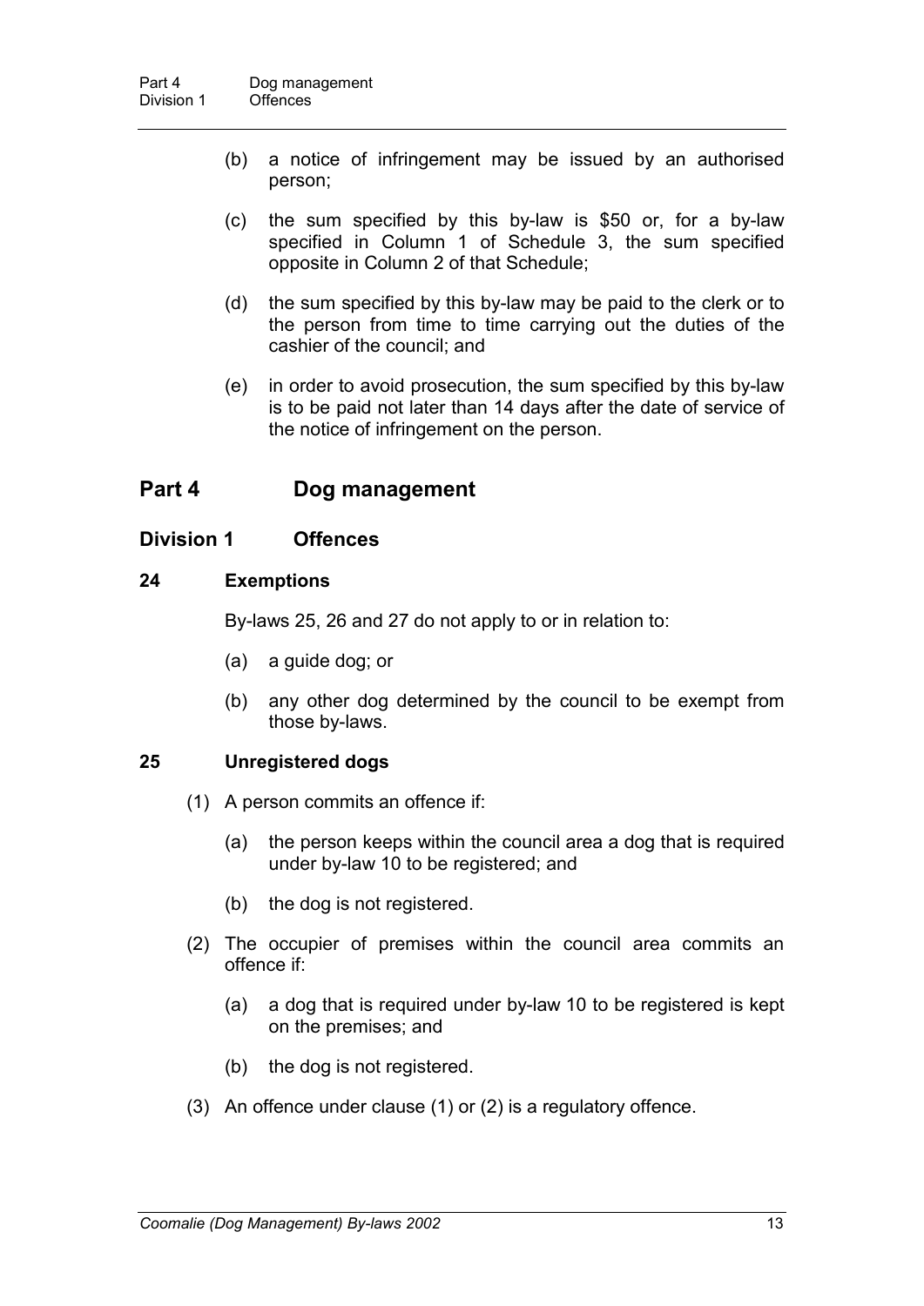(b) a notice of infringement may be issued by an authorised person;

(c) the sum specified by this by-law is $50 or, for a by-law specified in Column 1 of Schedule 3, the sum specified opposite in Column 2 of that Schedule;

(d) the sum specified by this by-law may be paid to the clerk or to the person from time to time carrying out the duties of the cashier of the council; and

(e) in order to avoid prosecution, the sum specified by this by-law is to be paid not later than 14 days after the date of service of the notice of infringement on the person.

# Part 4 Dog management

## Division 1 Offences

### 24 Exemptions

By-laws 25, 26 and 27 do not apply to or in relation to:

(a) a guide dog; or

(b) any other dog determined by the council to be exempt from those by-laws.

### 25 Unregistered dogs

(1) A person commits an offence if:

(a) the person keeps within the council area a dog that is required under by-law 10 to be registered; and

(b) the dog is not registered.

(2) The occupier of premises within the council area commits an offence if:

(a) a dog that is required under by-law 10 to be registered is kept on the premises; and

(b) the dog is not registered.

(3) An offence under clause (1) or (2) is a regulatory offence.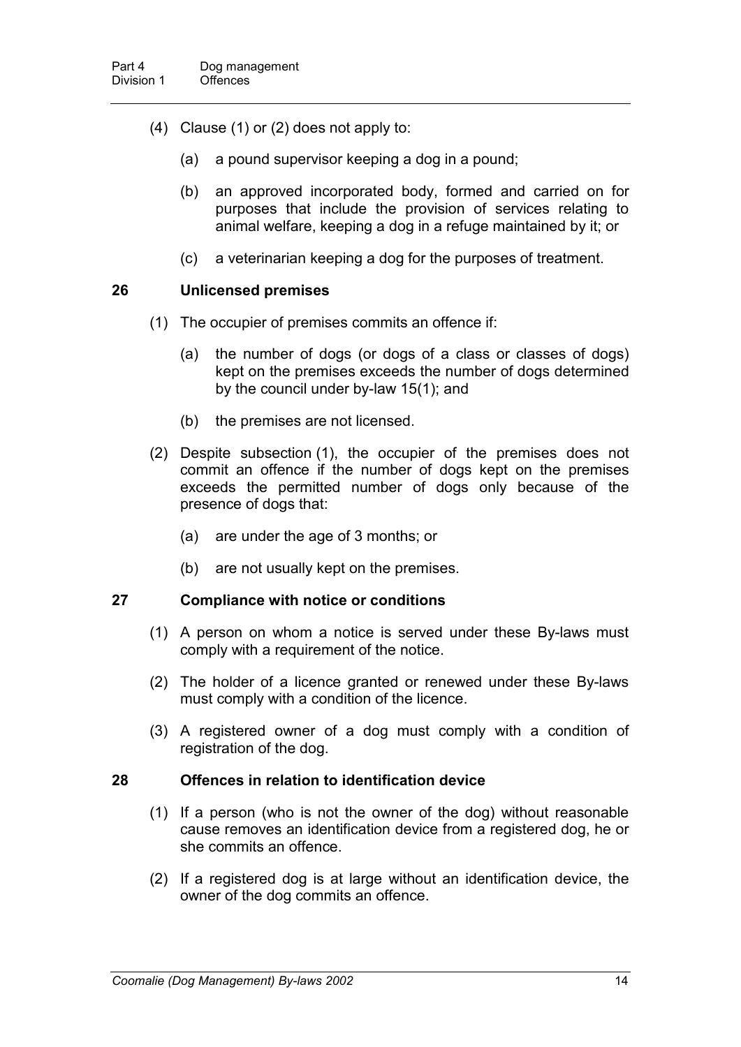(4) Clause (1) or (2) does not apply to:

(a) a pound supervisor keeping a dog in a pound;

(b) an approved incorporated body, formed and carried on for purposes that include the provision of services relating to animal welfare, keeping a dog in a refuge maintained by it; or

(c) a veterinarian keeping a dog for the purposes of treatment.

## 26 Unlicensed premises

(1) The occupier of premises commits an offence if:

(a) the number of dogs (or dogs of a class or classes of dogs) kept on the premises exceeds the number of dogs determined by the council under by-law 15(1); and

(b) the premises are not licensed.

(2) Despite subsection (1), the occupier of the premises does not commit an offence if the number of dogs kept on the premises exceeds the permitted number of dogs only because of the presence of dogs that:

(a) are under the age of 3 months; or

(b) are not usually kept on the premises.

## 27 Compliance with notice or conditions

(1) A person on whom a notice is served under these By-laws must comply with a requirement of the notice.

(2) The holder of a licence granted or renewed under these By-laws must comply with a condition of the licence.

(3) A registered owner of a dog must comply with a condition of registration of the dog.

## 28 Offences in relation to identification device

(1) If a person (who is not the owner of the dog) without reasonable cause removes an identification device from a registered dog, he or she commits an offence.

(2) If a registered dog is at large without an identification device, the owner of the dog commits an offence.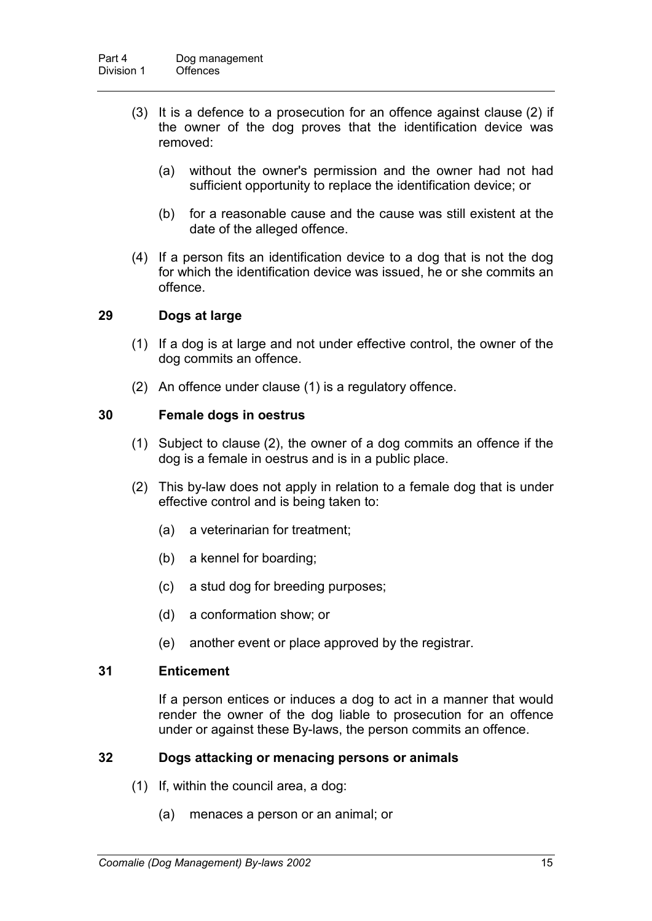(3) It is a defence to a prosecution for an offence against clause (2) if the owner of the dog proves that the identification device was removed:

(a) without the owner's permission and the owner had not had sufficient opportunity to replace the identification device; or

(b) for a reasonable cause and the cause was still existent at the date of the alleged offence.

(4) If a person fits an identification device to a dog that is not the dog for which the identification device was issued, he or she commits an offence.

### 29 Dogs at large

(1) If a dog is at large and not under effective control, the owner of the dog commits an offence.

(2) An offence under clause (1) is a regulatory offence.

### 30 Female dogs in oestrus

(1) Subject to clause (2), the owner of a dog commits an offence if the dog is a female in oestrus and is in a public place.

(2) This by-law does not apply in relation to a female dog that is under effective control and is being taken to:

(a) a veterinarian for treatment;

(b) a kennel for boarding;

(c) a stud dog for breeding purposes;

(d) a conformation show; or

(e) another event or place approved by the registrar.

### 31 Enticement

If a person entices or induces a dog to act in a manner that would render the owner of the dog liable to prosecution for an offence under or against these By-laws, the person commits an offence.

### 32 Dogs attacking or menacing persons or animals

(1) If, within the council area, a dog:

(a) menaces a person or an animal; or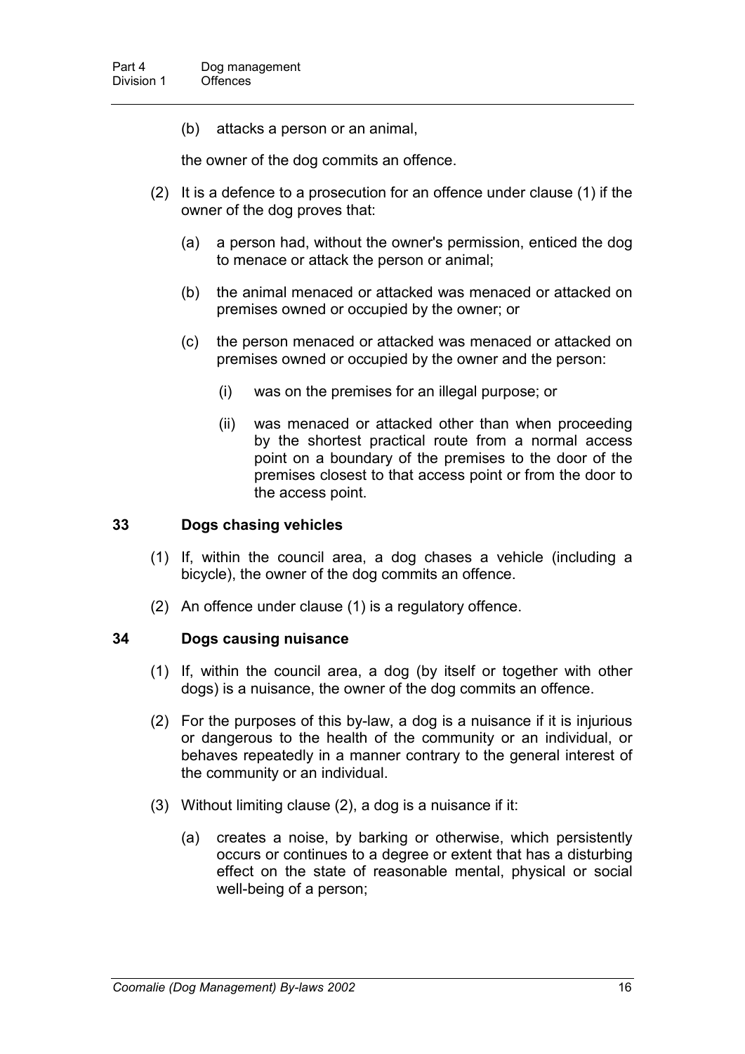(b) attacks a person or an animal,

the owner of the dog commits an offence.

(2) It is a defence to a prosecution for an offence under clause (1) if the owner of the dog proves that:

(a) a person had, without the owner's permission, enticed the dog to menace or attack the person or animal;

(b) the animal menaced or attacked was menaced or attacked on premises owned or occupied by the owner; or

(c) the person menaced or attacked was menaced or attacked on premises owned or occupied by the owner and the person:

(i) was on the premises for an illegal purpose; or

(ii) was menaced or attacked other than when proceeding by the shortest practical route from a normal access point on a boundary of the premises to the door of the premises closest to that access point or from the door to the access point.

### 33 Dogs chasing vehicles

(1) If, within the council area, a dog chases a vehicle (including a bicycle), the owner of the dog commits an offence.

(2) An offence under clause (1) is a regulatory offence.

### 34 Dogs causing nuisance

(1) If, within the council area, a dog (by itself or together with other dogs) is a nuisance, the owner of the dog commits an offence.

(2) For the purposes of this by-law, a dog is a nuisance if it is injurious or dangerous to the health of the community or an individual, or behaves repeatedly in a manner contrary to the general interest of the community or an individual.

(3) Without limiting clause (2), a dog is a nuisance if it:

(a) creates a noise, by barking or otherwise, which persistently occurs or continues to a degree or extent that has a disturbing effect on the state of reasonable mental, physical or social well-being of a person;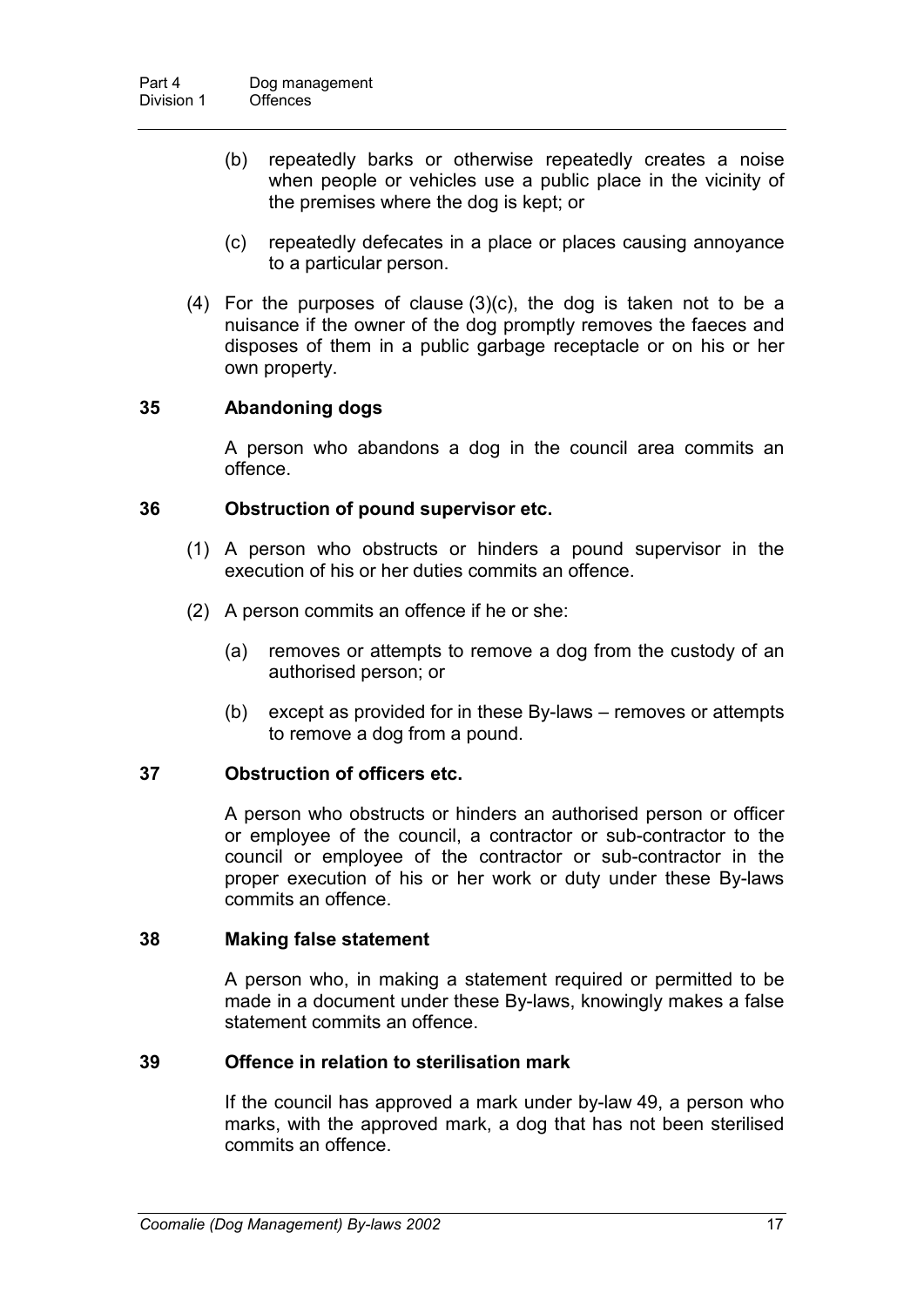(b) repeatedly barks or otherwise repeatedly creates a noise when people or vehicles use a public place in the vicinity of the premises where the dog is kept; or

(c) repeatedly defecates in a place or places causing annoyance to a particular person.

(4) For the purposes of clause (3)(c), the dog is taken not to be a nuisance if the owner of the dog promptly removes the faeces and disposes of them in a public garbage receptacle or on his or her own property.

### 35 Abandoning dogs

A person who abandons a dog in the council area commits an offence.

### 36 Obstruction of pound supervisor etc.

(1) A person who obstructs or hinders a pound supervisor in the execution of his or her duties commits an offence.

(2) A person commits an offence if he or she:

(a) removes or attempts to remove a dog from the custody of an authorised person; or

(b) except as provided for in these By-laws – removes or attempts to remove a dog from a pound.

### 37 Obstruction of officers etc.

A person who obstructs or hinders an authorised person or officer or employee of the council, a contractor or sub-contractor to the council or employee of the contractor or sub-contractor in the proper execution of his or her work or duty under these By-laws commits an offence.

### 38 Making false statement

A person who, in making a statement required or permitted to be made in a document under these By-laws, knowingly makes a false statement commits an offence.

### 39 Offence in relation to sterilisation mark

If the council has approved a mark under by-law 49, a person who marks, with the approved mark, a dog that has not been sterilised commits an offence.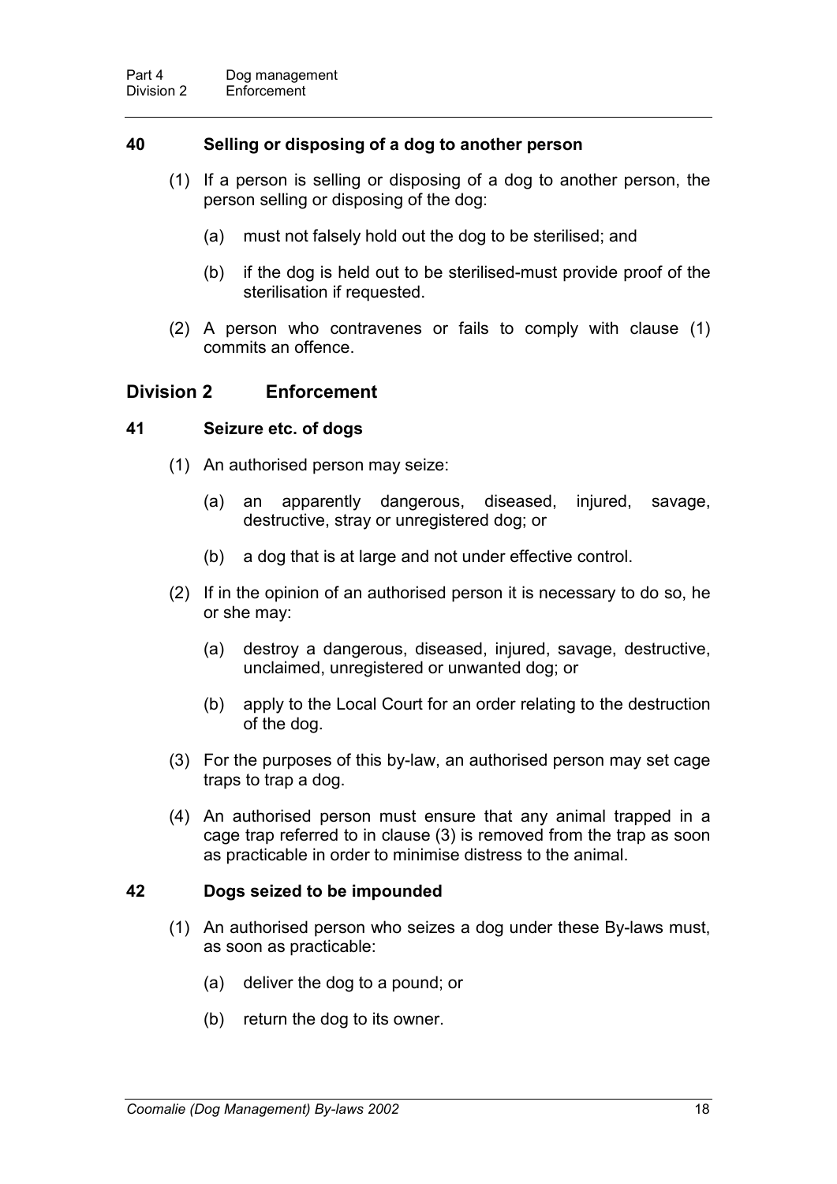### 40 Selling or disposing of a dog to another person

(1) If a person is selling or disposing of a dog to another person, the person selling or disposing of the dog:

(a) must not falsely hold out the dog to be sterilised; and

(b) if the dog is held out to be sterilised-must provide proof of the sterilisation if requested.

(2) A person who contravenes or fails to comply with clause (1) commits an offence.

## Division 2 Enforcement

### 41 Seizure etc. of dogs

(1) An authorised person may seize:

(a) an apparently dangerous, diseased, injured, savage, destructive, stray or unregistered dog; or

(b) a dog that is at large and not under effective control.

(2) If in the opinion of an authorised person it is necessary to do so, he or she may:

(a) destroy a dangerous, diseased, injured, savage, destructive, unclaimed, unregistered or unwanted dog; or

(b) apply to the Local Court for an order relating to the destruction of the dog.

(3) For the purposes of this by-law, an authorised person may set cage traps to trap a dog.

(4) An authorised person must ensure that any animal trapped in a cage trap referred to in clause (3) is removed from the trap as soon as practicable in order to minimise distress to the animal.

### 42 Dogs seized to be impounded

(1) An authorised person who seizes a dog under these By-laws must, as soon as practicable:

(a) deliver the dog to a pound; or

(b) return the dog to its owner.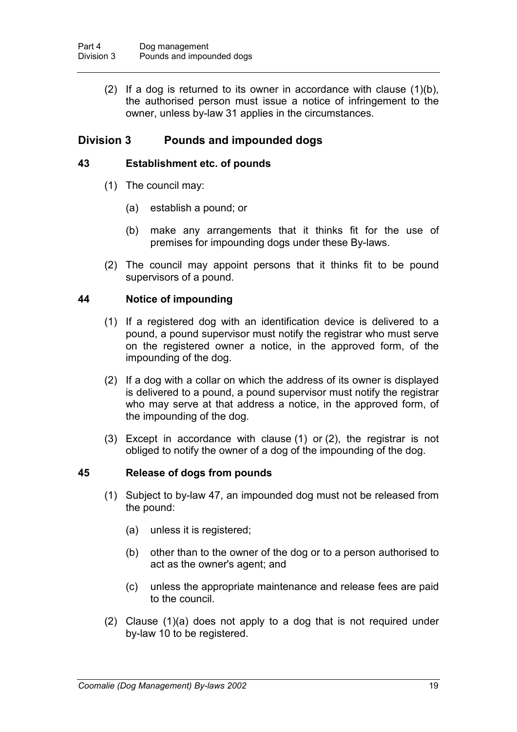(2) If a dog is returned to its owner in accordance with clause (1)(b), the authorised person must issue a notice of infringement to the owner, unless by-law 31 applies in the circumstances.

## Division 3 Pounds and impounded dogs

### 43 Establishment etc. of pounds

(1) The council may:

(a) establish a pound; or

(b) make any arrangements that it thinks fit for the use of premises for impounding dogs under these By-laws.

(2) The council may appoint persons that it thinks fit to be pound supervisors of a pound.

### 44 Notice of impounding

(1) If a registered dog with an identification device is delivered to a pound, a pound supervisor must notify the registrar who must serve on the registered owner a notice, in the approved form, of the impounding of the dog.

(2) If a dog with a collar on which the address of its owner is displayed is delivered to a pound, a pound supervisor must notify the registrar who may serve at that address a notice, in the approved form, of the impounding of the dog.

(3) Except in accordance with clause (1) or (2), the registrar is not obliged to notify the owner of a dog of the impounding of the dog.

### 45 Release of dogs from pounds

(1) Subject to by-law 47, an impounded dog must not be released from the pound:

(a) unless it is registered;

(b) other than to the owner of the dog or to a person authorised to act as the owner's agent; and

(c) unless the appropriate maintenance and release fees are paid to the council.

(2) Clause (1)(a) does not apply to a dog that is not required under by-law 10 to be registered.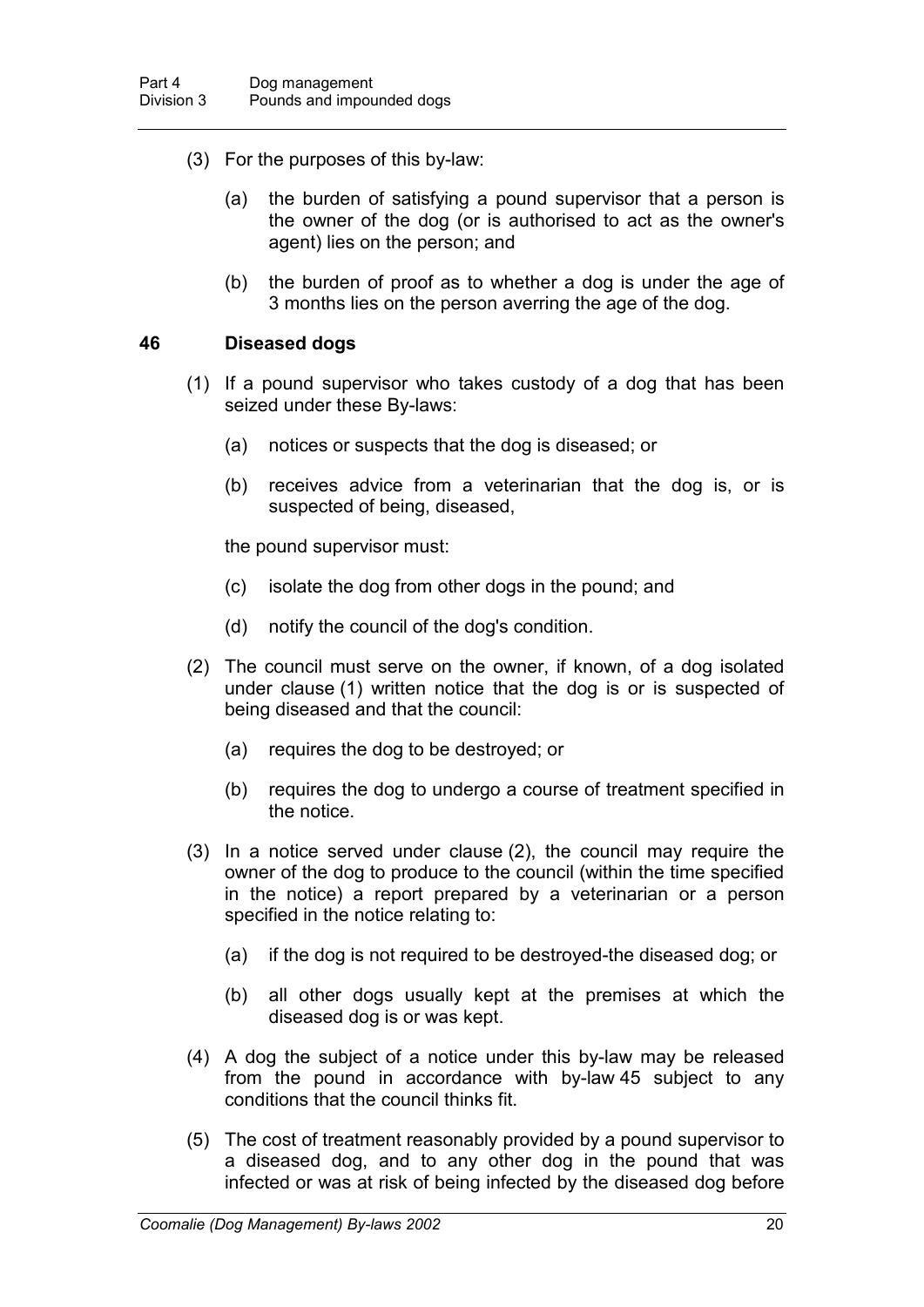(3) For the purposes of this by-law:

(a) the burden of satisfying a pound supervisor that a person is the owner of the dog (or is authorised to act as the owner's agent) lies on the person; and

(b) the burden of proof as to whether a dog is under the age of 3 months lies on the person averring the age of the dog.

### 46 Diseased dogs

(1) If a pound supervisor who takes custody of a dog that has been seized under these By-laws:

(a) notices or suspects that the dog is diseased; or

(b) receives advice from a veterinarian that the dog is, or is suspected of being, diseased,

the pound supervisor must:

(c) isolate the dog from other dogs in the pound; and

(d) notify the council of the dog's condition.

(2) The council must serve on the owner, if known, of a dog isolated under clause (1) written notice that the dog is or is suspected of being diseased and that the council:

(a) requires the dog to be destroyed; or

(b) requires the dog to undergo a course of treatment specified in the notice.

(3) In a notice served under clause (2), the council may require the owner of the dog to produce to the council (within the time specified in the notice) a report prepared by a veterinarian or a person specified in the notice relating to:

(a) if the dog is not required to be destroyed-the diseased dog; or

(b) all other dogs usually kept at the premises at which the diseased dog is or was kept.

(4) A dog the subject of a notice under this by-law may be released from the pound in accordance with by-law 45 subject to any conditions that the council thinks fit.

(5) The cost of treatment reasonably provided by a pound supervisor to a diseased dog, and to any other dog in the pound that was infected or was at risk of being infected by the diseased dog before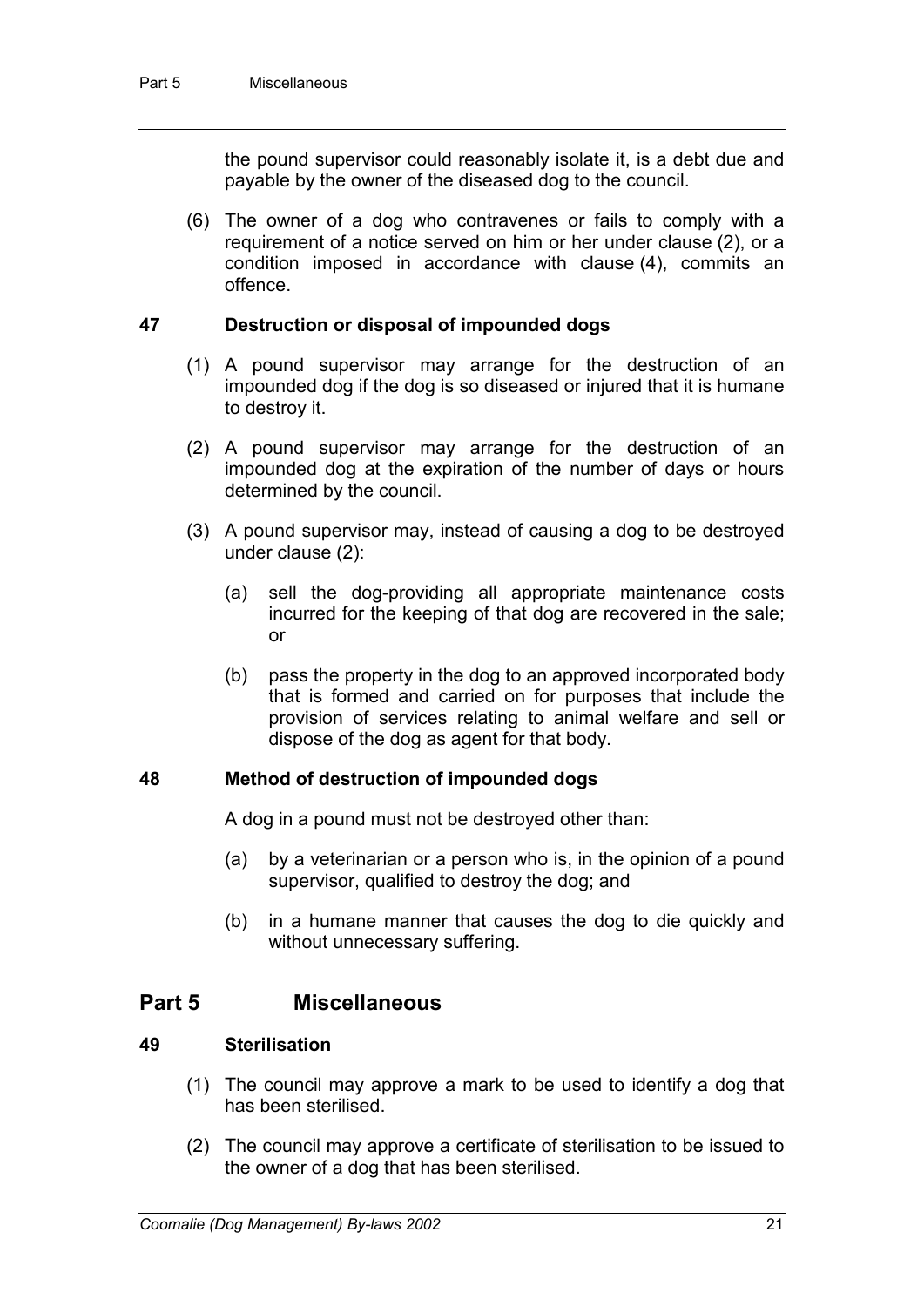the pound supervisor could reasonably isolate it, is a debt due and payable by the owner of the diseased dog to the council.

(6) The owner of a dog who contravenes or fails to comply with a requirement of a notice served on him or her under clause (2), or a condition imposed in accordance with clause (4), commits an offence.

### 47 Destruction or disposal of impounded dogs

(1) A pound supervisor may arrange for the destruction of an impounded dog if the dog is so diseased or injured that it is humane to destroy it.

(2) A pound supervisor may arrange for the destruction of an impounded dog at the expiration of the number of days or hours determined by the council.

(3) A pound supervisor may, instead of causing a dog to be destroyed under clause (2):

(a) sell the dog-providing all appropriate maintenance costs incurred for the keeping of that dog are recovered in the sale; or

(b) pass the property in the dog to an approved incorporated body that is formed and carried on for purposes that include the provision of services relating to animal welfare and sell or dispose of the dog as agent for that body.

### 48 Method of destruction of impounded dogs

A dog in a pound must not be destroyed other than:

(a) by a veterinarian or a person who is, in the opinion of a pound supervisor, qualified to destroy the dog; and

(b) in a humane manner that causes the dog to die quickly and without unnecessary suffering.

## Part 5 Miscellaneous

### 49 Sterilisation

(1) The council may approve a mark to be used to identify a dog that has been sterilised.

(2) The council may approve a certificate of sterilisation to be issued to the owner of a dog that has been sterilised.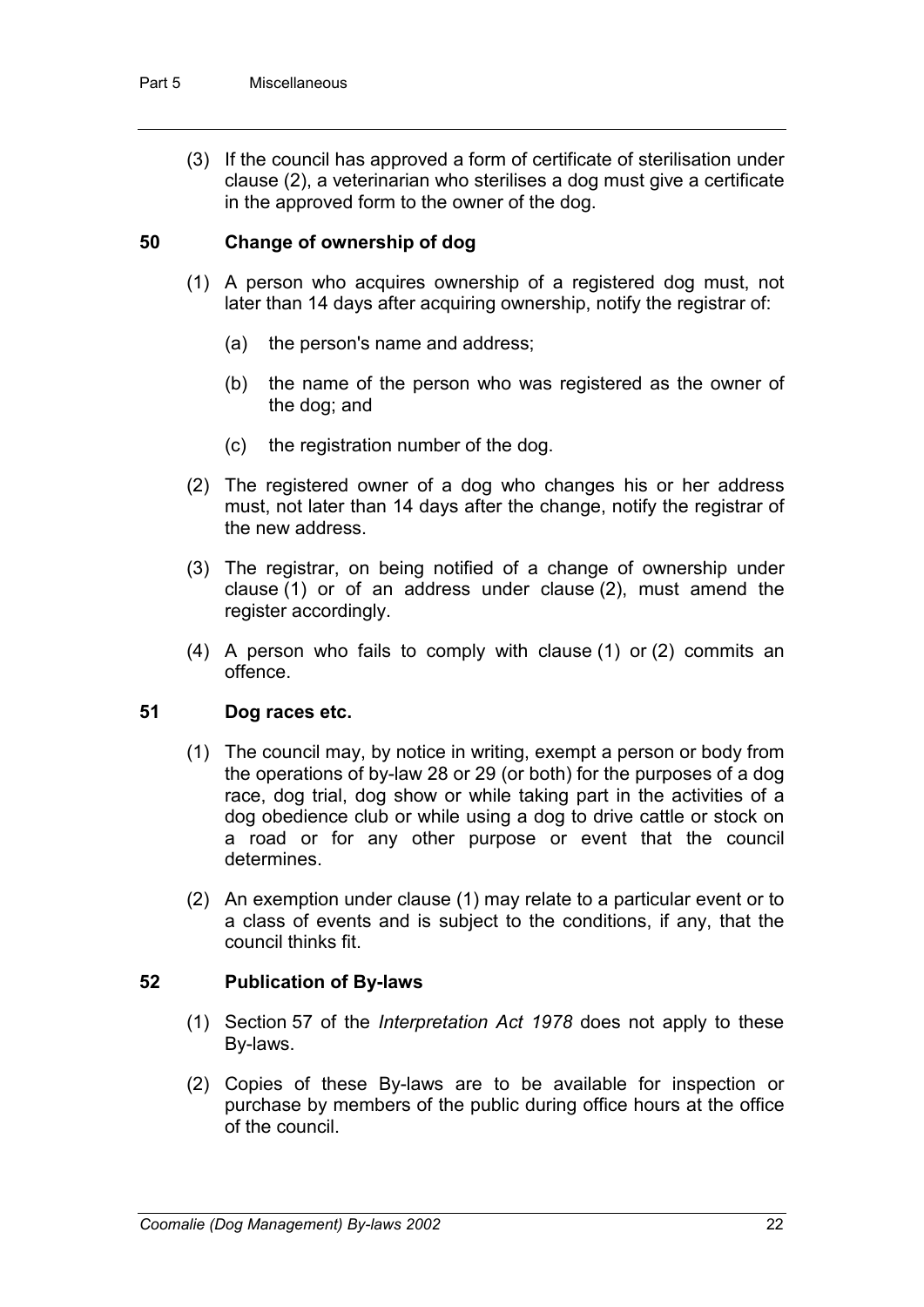(3) If the council has approved a form of certificate of sterilisation under clause (2), a veterinarian who sterilises a dog must give a certificate in the approved form to the owner of the dog.

### 50 Change of ownership of dog

(1) A person who acquires ownership of a registered dog must, not later than 14 days after acquiring ownership, notify the registrar of:

(a) the person's name and address;

(b) the name of the person who was registered as the owner of the dog; and

(c) the registration number of the dog.

(2) The registered owner of a dog who changes his or her address must, not later than 14 days after the change, notify the registrar of the new address.

(3) The registrar, on being notified of a change of ownership under clause (1) or of an address under clause (2), must amend the register accordingly.

(4) A person who fails to comply with clause (1) or (2) commits an offence.

### 51 Dog races etc.

(1) The council may, by notice in writing, exempt a person or body from the operations of by-law 28 or 29 (or both) for the purposes of a dog race, dog trial, dog show or while taking part in the activities of a dog obedience club or while using a dog to drive cattle or stock on a road or for any other purpose or event that the council determines.

(2) An exemption under clause (1) may relate to a particular event or to a class of events and is subject to the conditions, if any, that the council thinks fit.

### 52 Publication of By-laws

(1) Section 57 of the *Interpretation Act 1978* does not apply to these By-laws.

(2) Copies of these By-laws are to be available for inspection or purchase by members of the public during office hours at the office of the council.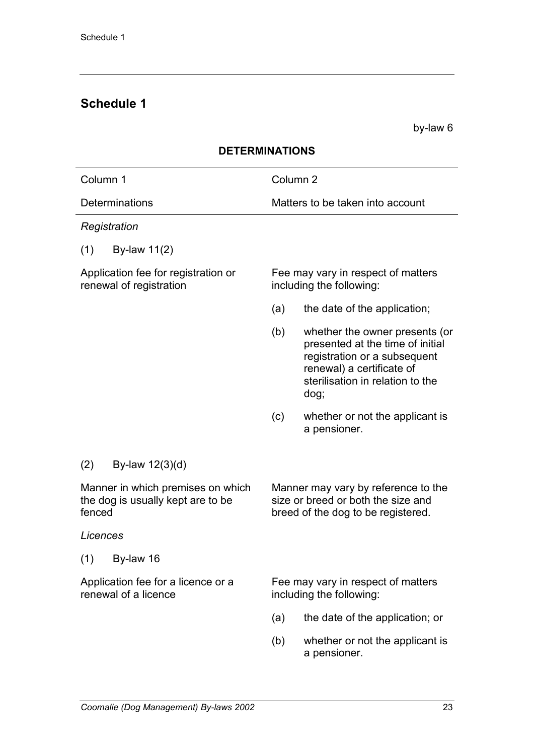## Schedule 1

by-law 6

**DETERMINATIONS**

| Column 1 | Column 2 |
| --- | --- |
| Determinations | Matters to be taken into account |
| *Registration* | |
| (1) By-law 11(2) | |
| Application fee for registration or renewal of registration | Fee may vary in respect of matters including the following:<br>(a) the date of the application;<br>(b) whether the owner presents (or presented at the time of initial registration or a subsequent renewal) a certificate of sterilisation in relation to the dog;<br>(c) whether or not the applicant is a pensioner. |
| (2) By-law 12(3)(d) | |
| Manner in which premises on which the dog is usually kept are to be fenced | Manner may vary by reference to the size or breed or both the size and breed of the dog to be registered. |
| *Licences* | |
| (1) By-law 16 | |
| Application fee for a licence or a renewal of a licence | Fee may vary in respect of matters including the following:<br>(a) the date of the application; or<br>(b) whether or not the applicant is a pensioner. |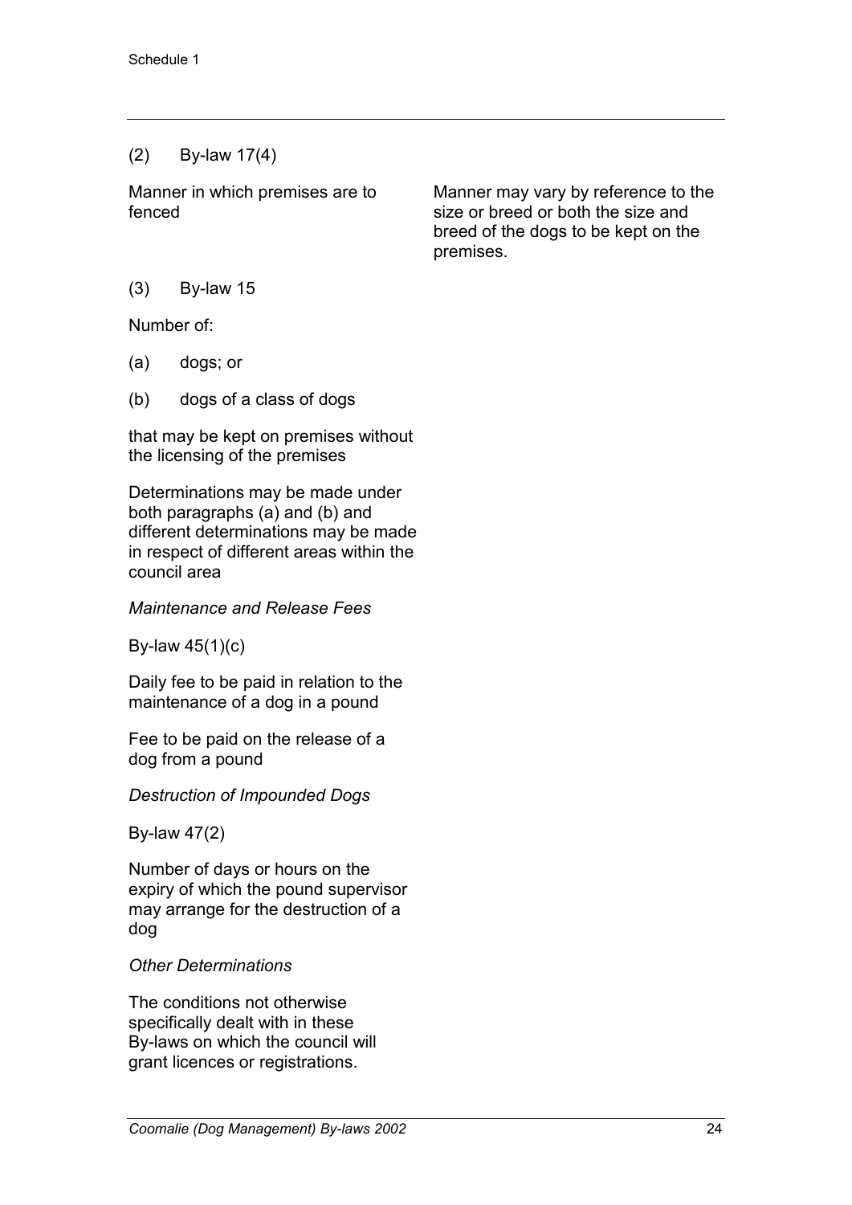(2) By-law 17(4)

| | |
|---|---|
| Manner in which premises are to fenced | Manner may vary by reference to the size or breed or both the size and breed of the dogs to be kept on the premises. |

(3) By-law 15

Number of:

(a) dogs; or

(b) dogs of a class of dogs

that may be kept on premises without the licensing of the premises

Determinations may be made under both paragraphs (a) and (b) and different determinations may be made in respect of different areas within the council area

*Maintenance and Release Fees*

By-law 45(1)(c)

Daily fee to be paid in relation to the maintenance of a dog in a pound

Fee to be paid on the release of a dog from a pound

*Destruction of Impounded Dogs*

By-law 47(2)

Number of days or hours on the expiry of which the pound supervisor may arrange for the destruction of a dog

*Other Determinations*

The conditions not otherwise specifically dealt with in these By-laws on which the council will grant licences or registrations.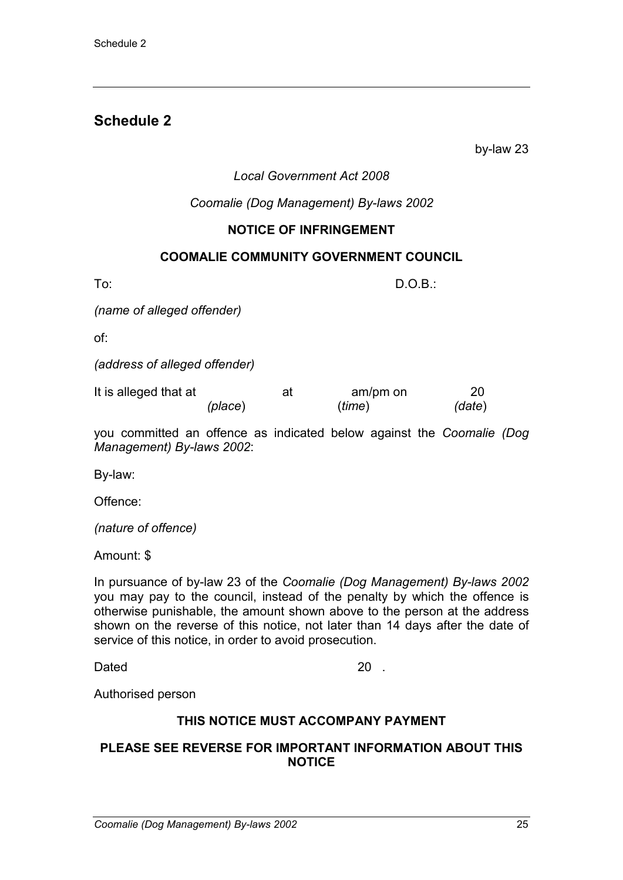## Schedule 2

by-law 23

*Local Government Act 2008*

*Coomalie (Dog Management) By-laws 2002*

**NOTICE OF INFRINGEMENT**

**COOMALIE COMMUNITY GOVERNMENT COUNCIL**

To: D.O.B.:

*(name of alleged offender)*

of:

*(address of alleged offender)*

It is alleged that at *(place)* at *(time)* am/pm on *(date)* 20

you committed an offence as indicated below against the *Coomalie (Dog Management) By-laws 2002*:

By-law:

Offence:

*(nature of offence)*

Amount: $

In pursuance of by-law 23 of the *Coomalie (Dog Management) By-laws 2002* you may pay to the council, instead of the penalty by which the offence is otherwise punishable, the amount shown above to the person at the address shown on the reverse of this notice, not later than 14 days after the date of service of this notice, in order to avoid prosecution.

Dated 20 .

Authorised person

**THIS NOTICE MUST ACCOMPANY PAYMENT**

**PLEASE SEE REVERSE FOR IMPORTANT INFORMATION ABOUT THIS NOTICE**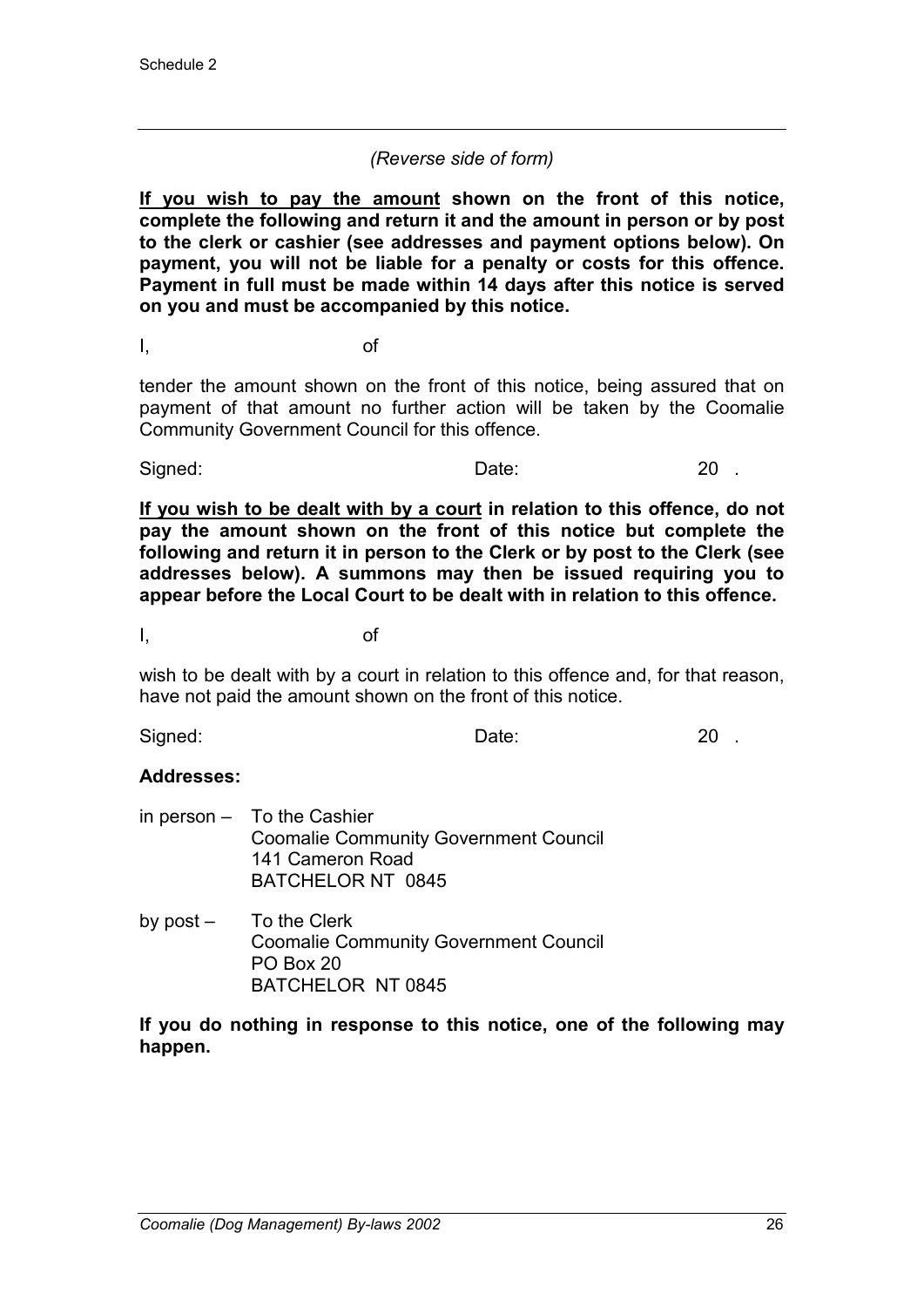Schedule 2

*(Reverse side of form)*

**<u>If you wish to pay the amount</u> shown on the front of this notice, complete the following and return it and the amount in person or by post to the clerk or cashier (see addresses and payment options below). On payment, you will not be liable for a penalty or costs for this offence. Payment in full must be made within 14 days after this notice is served on you and must be accompanied by this notice.**

I, of

tender the amount shown on the front of this notice, being assured that on payment of that amount no further action will be taken by the Coomalie Community Government Council for this offence.

Signed: Date: 20 .

**<u>If you wish to be dealt with by a court</u> in relation to this offence, do not pay the amount shown on the front of this notice but complete the following and return it in person to the Clerk or by post to the Clerk (see addresses below). A summons may then be issued requiring you to appear before the Local Court to be dealt with in relation to this offence.**

I, of

wish to be dealt with by a court in relation to this offence and, for that reason, have not paid the amount shown on the front of this notice.

Signed: Date: 20 .

**Addresses:**

in person – To the Cashier
Coomalie Community Government Council
141 Cameron Road
BATCHELOR NT 0845

by post – To the Clerk
Coomalie Community Government Council
PO Box 20
BATCHELOR NT 0845

**If you do nothing in response to this notice, one of the following may happen.**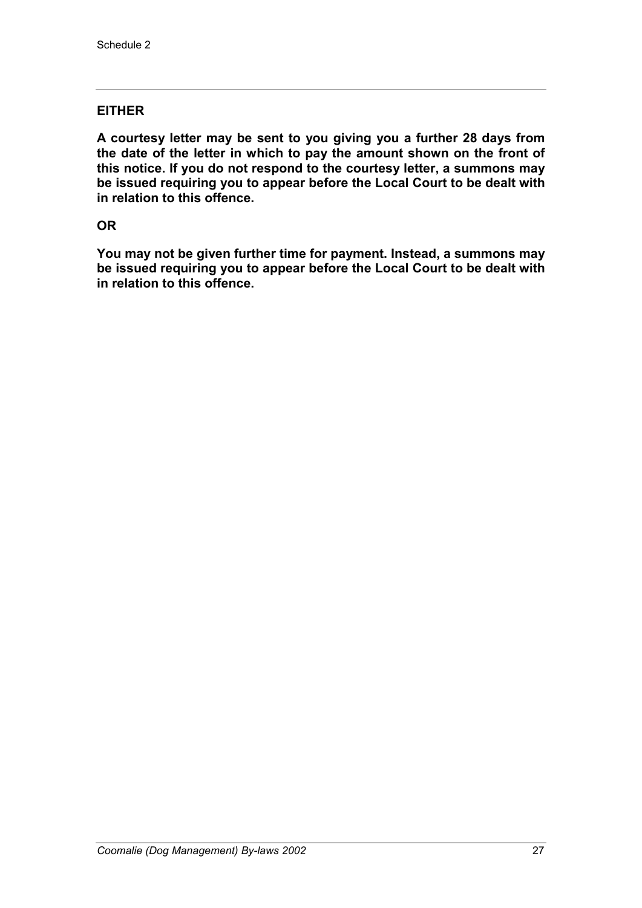**EITHER**

**A courtesy letter may be sent to you giving you a further 28 days from the date of the letter in which to pay the amount shown on the front of this notice. If you do not respond to the courtesy letter, a summons may be issued requiring you to appear before the Local Court to be dealt with in relation to this offence.**

**OR**

**You may not be given further time for payment. Instead, a summons may be issued requiring you to appear before the Local Court to be dealt with in relation to this offence.**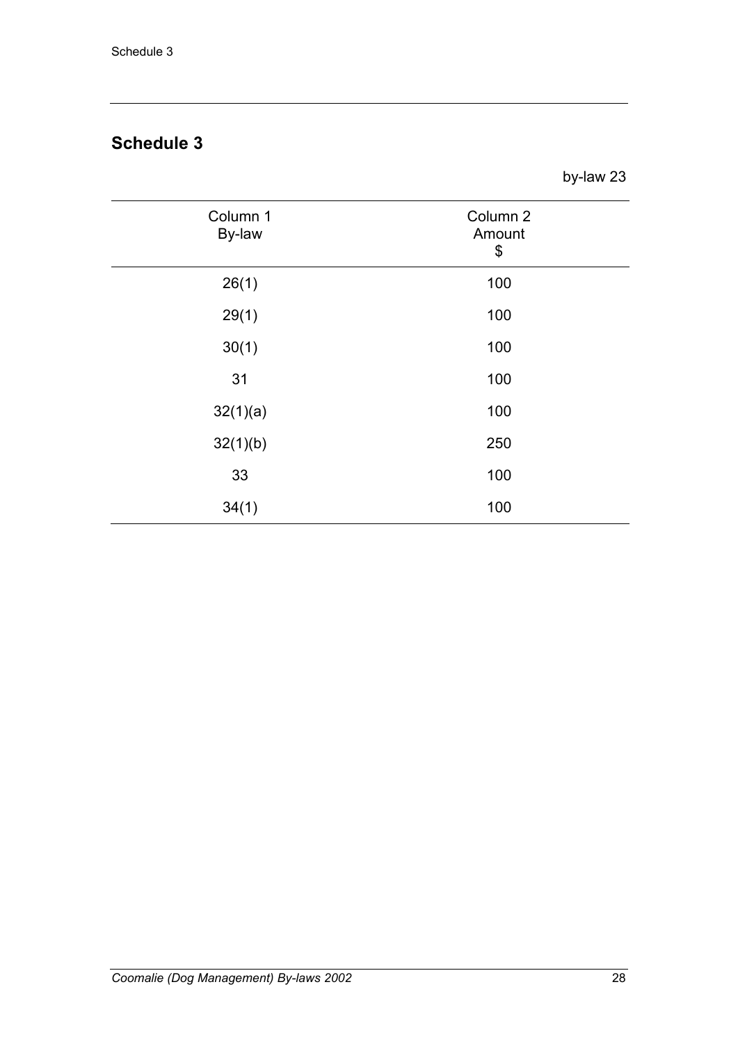# Schedule 3

by-law 23

| Column 1<br>By-law | Column 2<br>Amount<br>$ |
|---|---|
| 26(1) | 100 |
| 29(1) | 100 |
| 30(1) | 100 |
| 31 | 100 |
| 32(1)(a) | 100 |
| 32(1)(b) | 250 |
| 33 | 100 |
| 34(1) | 100 |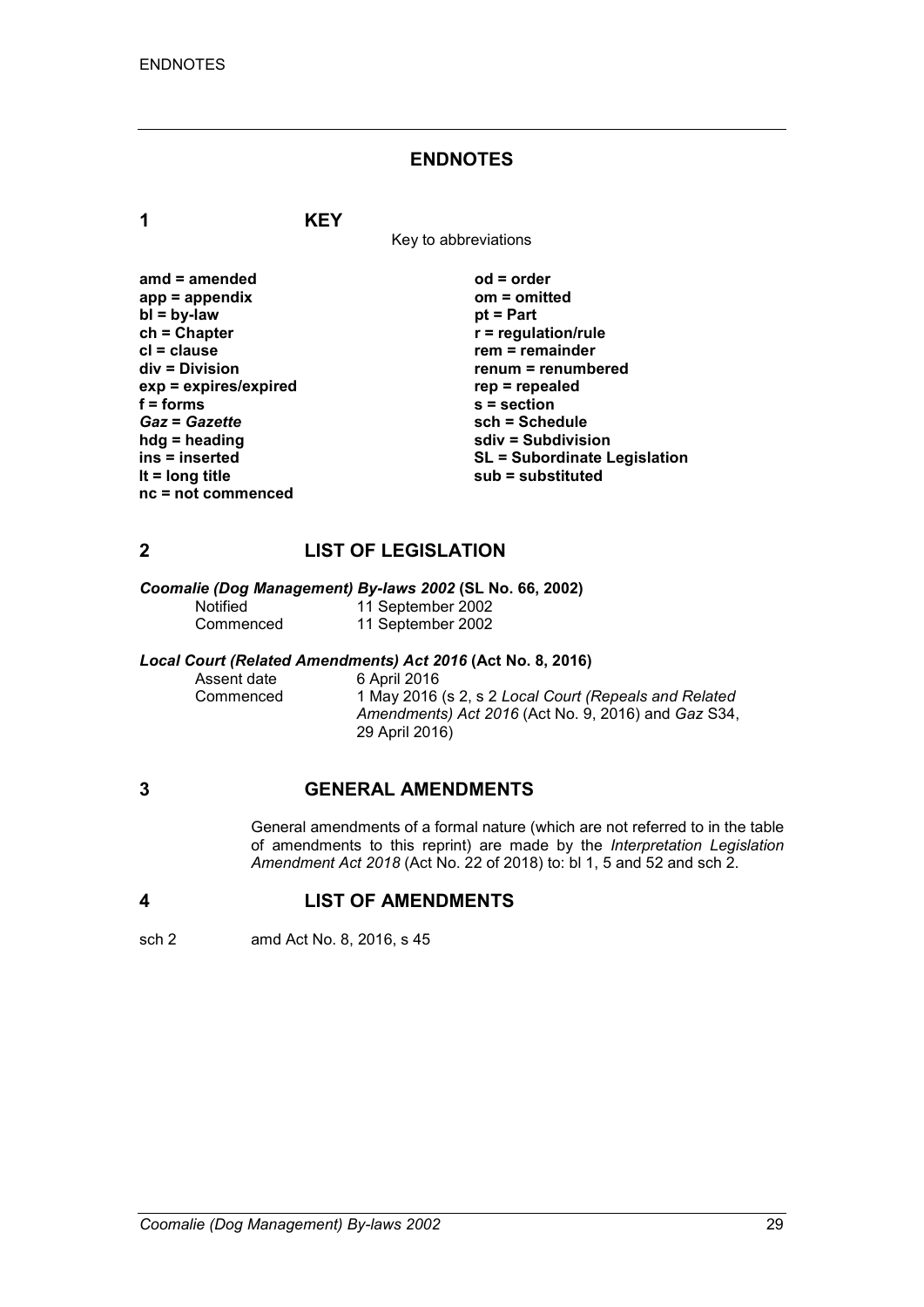# ENDNOTES

## 1 KEY

Key to abbreviations

**amd = amended**
**app = appendix**
**bl = by-law**
**ch = Chapter**
**cl = clause**
**div = Division**
**exp = expires/expired**
**f = forms**
***Gaz* = *Gazette***
**hdg = heading**
**ins = inserted**
**lt = long title**
**nc = not commenced**
**od = order**
**om = omitted**
**pt = Part**
**r = regulation/rule**
**rem = remainder**
**renum = renumbered**
**rep = repealed**
**s = section**
**sch = Schedule**
**sdiv = Subdivision**
**SL = Subordinate Legislation**
**sub = substituted**

## 2 LIST OF LEGISLATION

***Coomalie (Dog Management) By-laws 2002* (SL No. 66, 2002)**

| | |
|---|---|
| Notified | 11 September 2002 |
| Commenced | 11 September 2002 |

***Local Court (Related Amendments) Act 2016* (Act No. 8, 2016)**

| | |
|---|---|
| Assent date | 6 April 2016 |
| Commenced | 1 May 2016 (s 2, s 2 *Local Court (Repeals and Related Amendments) Act 2016* (Act No. 9, 2016) and *Gaz* S34, 29 April 2016) |

## 3 GENERAL AMENDMENTS

General amendments of a formal nature (which are not referred to in the table of amendments to this reprint) are made by the *Interpretation Legislation Amendment Act 2018* (Act No. 22 of 2018) to: bl 1, 5 and 52 and sch 2.

## 4 LIST OF AMENDMENTS

sch 2 amd Act No. 8, 2016, s 45